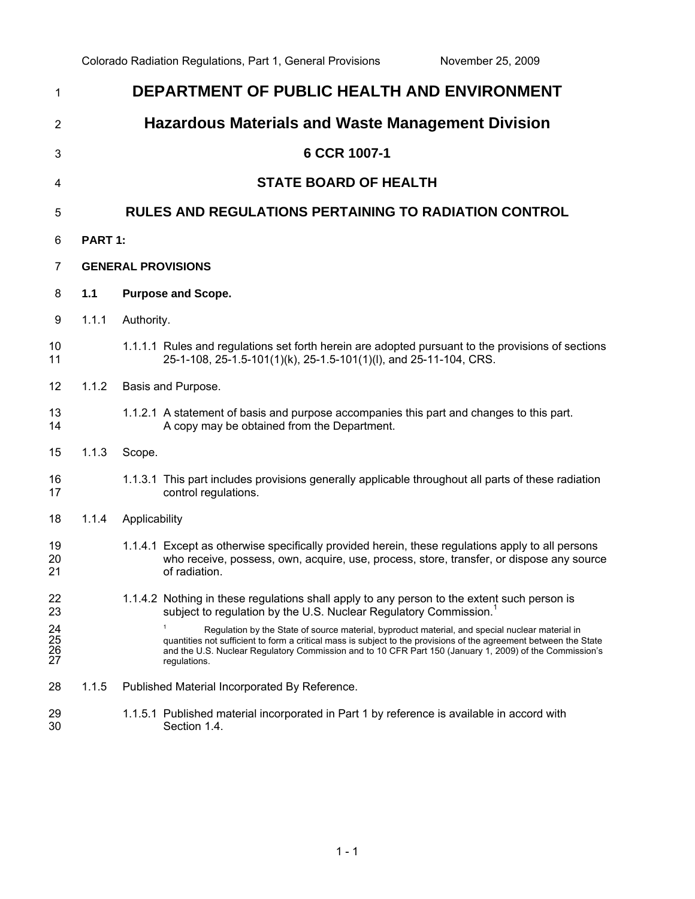# DEPARTMENT OF PUBLIC HEALTH AND ENVIRONMENT

## Hazardous Materials and Waste Management Division

### 6 CCR 1007-1

### STATE BOARD OF HEALTH

### RULES AND REGULATIONS PERTAINING TO RADIATION CONTROL

**PART 1:**

**GENERAL PROVISIONS**

**1.1 Purpose and Scope.**

1.1.1 Authority.

1.1.1.1 Rules and regulations set forth herein are adopted pursuant to the provisions of sections 25-1-108, 25-1.5-101(1)(k), 25-1.5-101(1)(l), and 25-11-104, CRS.

1.1.2 Basis and Purpose.

1.1.2.1 A statement of basis and purpose accompanies this part and changes to this part. A copy may be obtained from the Department.

1.1.3 Scope.

1.1.3.1 This part includes provisions generally applicable throughout all parts of these radiation control regulations.

1.1.4 Applicability

1.1.4.1 Except as otherwise specifically provided herein, these regulations apply to all persons who receive, possess, own, acquire, use, process, store, transfer, or dispose any source of radiation.

1.1.4.2 Nothing in these regulations shall apply to any person to the extent such person is subject to regulation by the U.S. Nuclear Regulatory Commission.[1]

[1] Regulation by the State of source material, byproduct material, and special nuclear material in quantities not sufficient to form a critical mass is subject to the provisions of the agreement between the State and the U.S. Nuclear Regulatory Commission and to 10 CFR Part 150 (January 1, 2009) of the Commission's regulations.

1.1.5 Published Material Incorporated By Reference.

1.1.5.1 Published material incorporated in Part 1 by reference is available in accord with Section 1.4.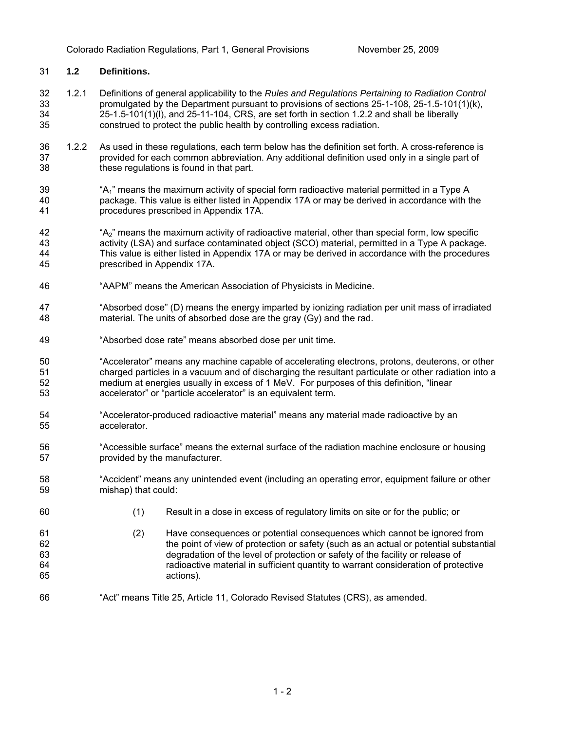## 1.2 Definitions.

1.2.1 Definitions of general applicability to the *Rules and Regulations Pertaining to Radiation Control* promulgated by the Department pursuant to provisions of sections 25-1-108, 25-1.5-101(1)(k), 25-1.5-101(1)(l), and 25-11-104, CRS, are set forth in section 1.2.2 and shall be liberally construed to protect the public health by controlling excess radiation.

1.2.2 As used in these regulations, each term below has the definition set forth. A cross-reference is provided for each common abbreviation. Any additional definition used only in a single part of these regulations is found in that part.

"$A_1$" means the maximum activity of special form radioactive material permitted in a Type A package. This value is either listed in Appendix 17A or may be derived in accordance with the procedures prescribed in Appendix 17A.

"$A_2$" means the maximum activity of radioactive material, other than special form, low specific activity (LSA) and surface contaminated object (SCO) material, permitted in a Type A package. This value is either listed in Appendix 17A or may be derived in accordance with the procedures prescribed in Appendix 17A.

"AAPM" means the American Association of Physicists in Medicine.

"Absorbed dose" (D) means the energy imparted by ionizing radiation per unit mass of irradiated material. The units of absorbed dose are the gray (Gy) and the rad.

"Absorbed dose rate" means absorbed dose per unit time.

"Accelerator" means any machine capable of accelerating electrons, protons, deuterons, or other charged particles in a vacuum and of discharging the resultant particulate or other radiation into a medium at energies usually in excess of 1 MeV. For purposes of this definition, "linear accelerator" or "particle accelerator" is an equivalent term.

"Accelerator-produced radioactive material" means any material made radioactive by an accelerator.

"Accessible surface" means the external surface of the radiation machine enclosure or housing provided by the manufacturer.

"Accident" means any unintended event (including an operating error, equipment failure or other mishap) that could:

(1) Result in a dose in excess of regulatory limits on site or for the public; or

(2) Have consequences or potential consequences which cannot be ignored from the point of view of protection or safety (such as an actual or potential substantial degradation of the level of protection or safety of the facility or release of radioactive material in sufficient quantity to warrant consideration of protective actions).

"Act" means Title 25, Article 11, Colorado Revised Statutes (CRS), as amended.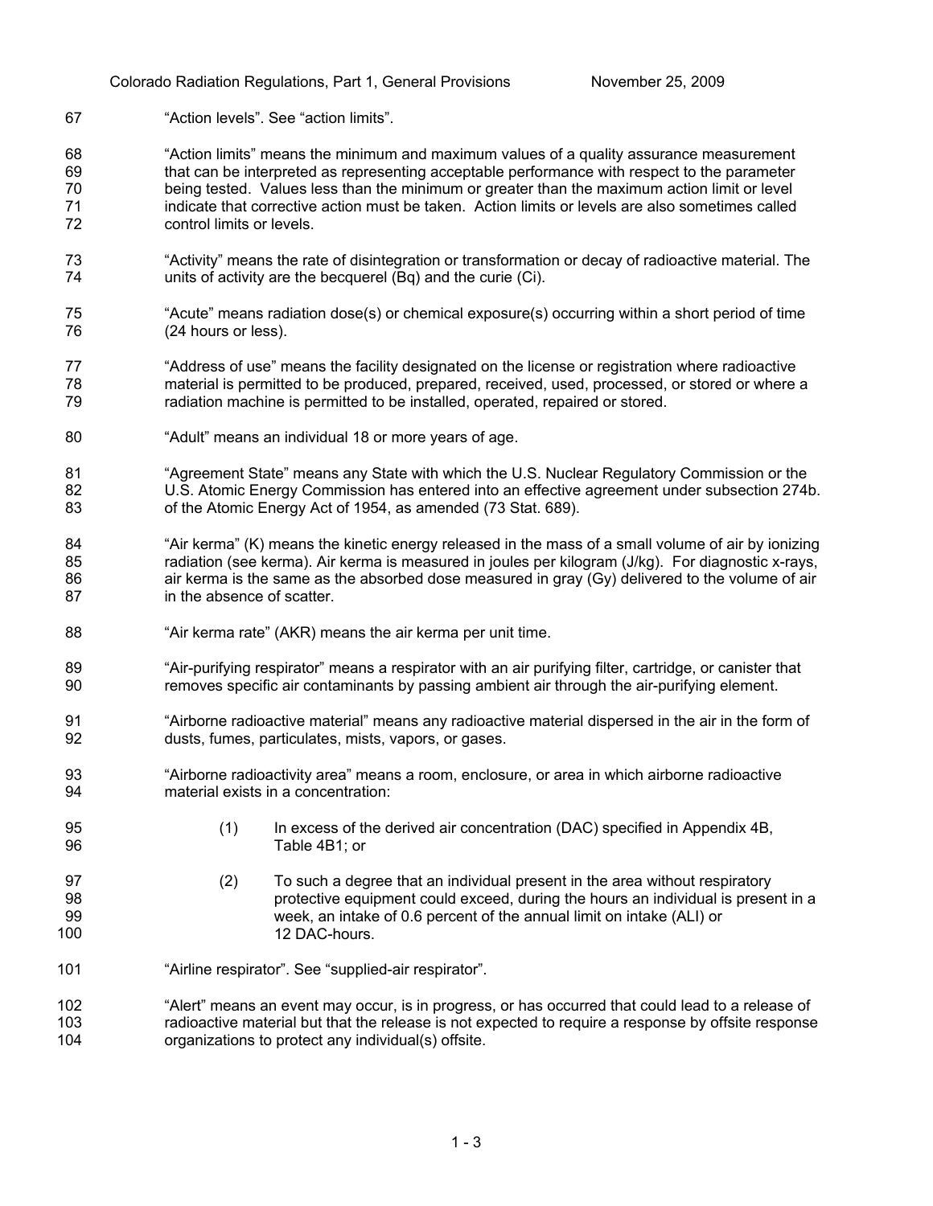"Action levels". See "action limits".

"Action limits" means the minimum and maximum values of a quality assurance measurement that can be interpreted as representing acceptable performance with respect to the parameter being tested. Values less than the minimum or greater than the maximum action limit or level indicate that corrective action must be taken. Action limits or levels are also sometimes called control limits or levels.

"Activity" means the rate of disintegration or transformation or decay of radioactive material. The units of activity are the becquerel (Bq) and the curie (Ci).

"Acute" means radiation dose(s) or chemical exposure(s) occurring within a short period of time (24 hours or less).

"Address of use" means the facility designated on the license or registration where radioactive material is permitted to be produced, prepared, received, used, processed, or stored or where a radiation machine is permitted to be installed, operated, repaired or stored.

"Adult" means an individual 18 or more years of age.

"Agreement State" means any State with which the U.S. Nuclear Regulatory Commission or the U.S. Atomic Energy Commission has entered into an effective agreement under subsection 274b. of the Atomic Energy Act of 1954, as amended (73 Stat. 689).

"Air kerma" (K) means the kinetic energy released in the mass of a small volume of air by ionizing radiation (see kerma). Air kerma is measured in joules per kilogram (J/kg). For diagnostic x-rays, air kerma is the same as the absorbed dose measured in gray (Gy) delivered to the volume of air in the absence of scatter.

"Air kerma rate" (AKR) means the air kerma per unit time.

"Air-purifying respirator" means a respirator with an air purifying filter, cartridge, or canister that removes specific air contaminants by passing ambient air through the air-purifying element.

"Airborne radioactive material" means any radioactive material dispersed in the air in the form of dusts, fumes, particulates, mists, vapors, or gases.

"Airborne radioactivity area" means a room, enclosure, or area in which airborne radioactive material exists in a concentration:

(1) In excess of the derived air concentration (DAC) specified in Appendix 4B, Table 4B1; or

(2) To such a degree that an individual present in the area without respiratory protective equipment could exceed, during the hours an individual is present in a week, an intake of 0.6 percent of the annual limit on intake (ALI) or 12 DAC-hours.

"Airline respirator". See "supplied-air respirator".

"Alert" means an event may occur, is in progress, or has occurred that could lead to a release of radioactive material but that the release is not expected to require a response by offsite response organizations to protect any individual(s) offsite.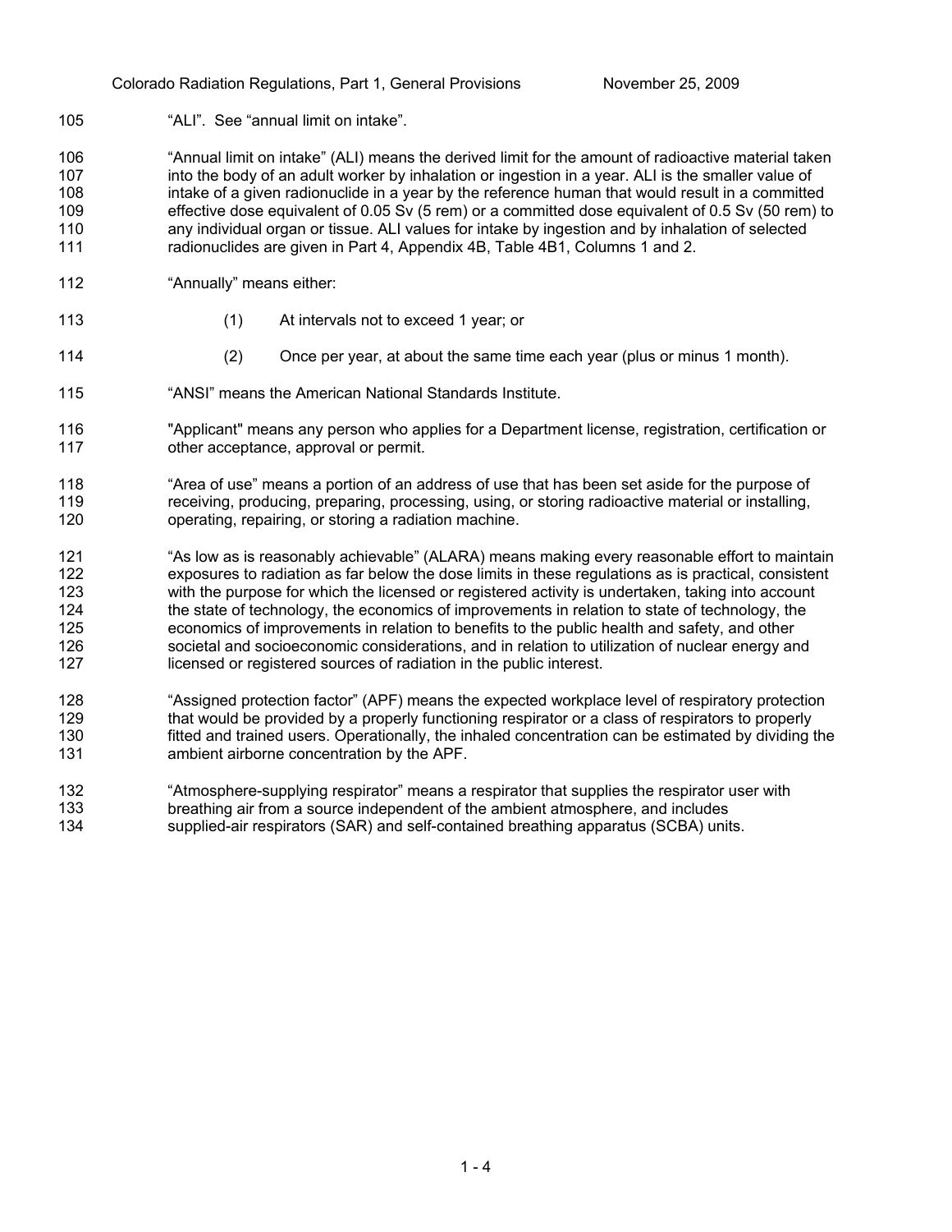"ALI". See "annual limit on intake".

"Annual limit on intake" (ALI) means the derived limit for the amount of radioactive material taken into the body of an adult worker by inhalation or ingestion in a year. ALI is the smaller value of intake of a given radionuclide in a year by the reference human that would result in a committed effective dose equivalent of 0.05 Sv (5 rem) or a committed dose equivalent of 0.5 Sv (50 rem) to any individual organ or tissue. ALI values for intake by ingestion and by inhalation of selected radionuclides are given in Part 4, Appendix 4B, Table 4B1, Columns 1 and 2.

"Annually" means either:

(1) At intervals not to exceed 1 year; or

(2) Once per year, at about the same time each year (plus or minus 1 month).

"ANSI" means the American National Standards Institute.

"Applicant" means any person who applies for a Department license, registration, certification or other acceptance, approval or permit.

"Area of use" means a portion of an address of use that has been set aside for the purpose of receiving, producing, preparing, processing, using, or storing radioactive material or installing, operating, repairing, or storing a radiation machine.

"As low as is reasonably achievable" (ALARA) means making every reasonable effort to maintain exposures to radiation as far below the dose limits in these regulations as is practical, consistent with the purpose for which the licensed or registered activity is undertaken, taking into account the state of technology, the economics of improvements in relation to state of technology, the economics of improvements in relation to benefits to the public health and safety, and other societal and socioeconomic considerations, and in relation to utilization of nuclear energy and licensed or registered sources of radiation in the public interest.

"Assigned protection factor" (APF) means the expected workplace level of respiratory protection that would be provided by a properly functioning respirator or a class of respirators to properly fitted and trained users. Operationally, the inhaled concentration can be estimated by dividing the ambient airborne concentration by the APF.

"Atmosphere-supplying respirator" means a respirator that supplies the respirator user with breathing air from a source independent of the ambient atmosphere, and includes supplied-air respirators (SAR) and self-contained breathing apparatus (SCBA) units.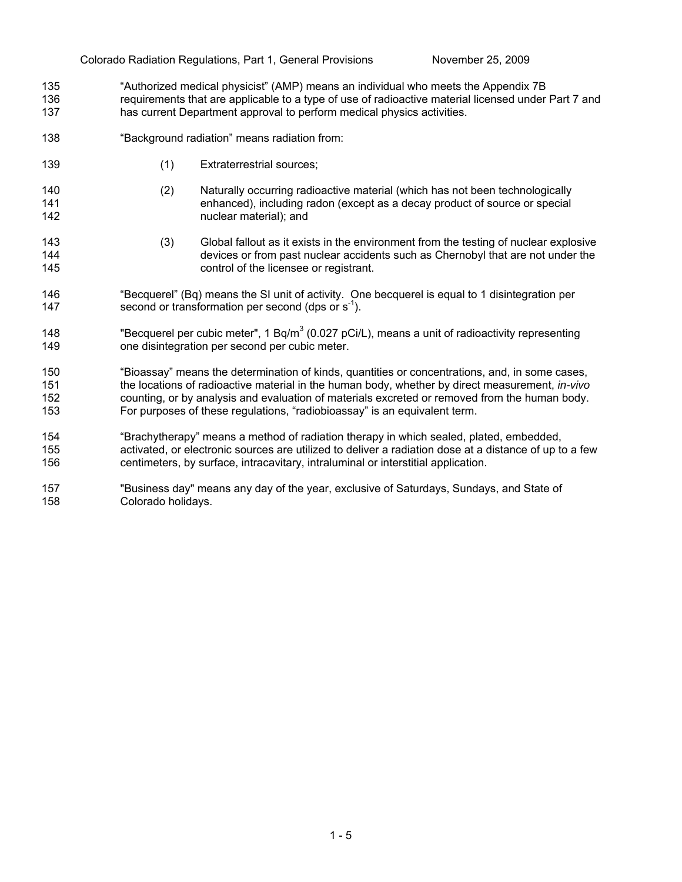"Authorized medical physicist" (AMP) means an individual who meets the Appendix 7B requirements that are applicable to a type of use of radioactive material licensed under Part 7 and has current Department approval to perform medical physics activities.

"Background radiation" means radiation from:

(1) Extraterrestrial sources;

(2) Naturally occurring radioactive material (which has not been technologically enhanced), including radon (except as a decay product of source or special nuclear material); and

(3) Global fallout as it exists in the environment from the testing of nuclear explosive devices or from past nuclear accidents such as Chernobyl that are not under the control of the licensee or registrant.

"Becquerel" (Bq) means the SI unit of activity. One becquerel is equal to 1 disintegration per second or transformation per second (dps or $s^{-1}$).

"Becquerel per cubic meter", 1 $Bq/m^3$ (0.027 pCi/L), means a unit of radioactivity representing one disintegration per second per cubic meter.

"Bioassay" means the determination of kinds, quantities or concentrations, and, in some cases, the locations of radioactive material in the human body, whether by direct measurement, *in-vivo* counting, or by analysis and evaluation of materials excreted or removed from the human body. For purposes of these regulations, "radiobioassay" is an equivalent term.

"Brachytherapy" means a method of radiation therapy in which sealed, plated, embedded, activated, or electronic sources are utilized to deliver a radiation dose at a distance of up to a few centimeters, by surface, intracavitary, intraluminal or interstitial application.

"Business day" means any day of the year, exclusive of Saturdays, Sundays, and State of Colorado holidays.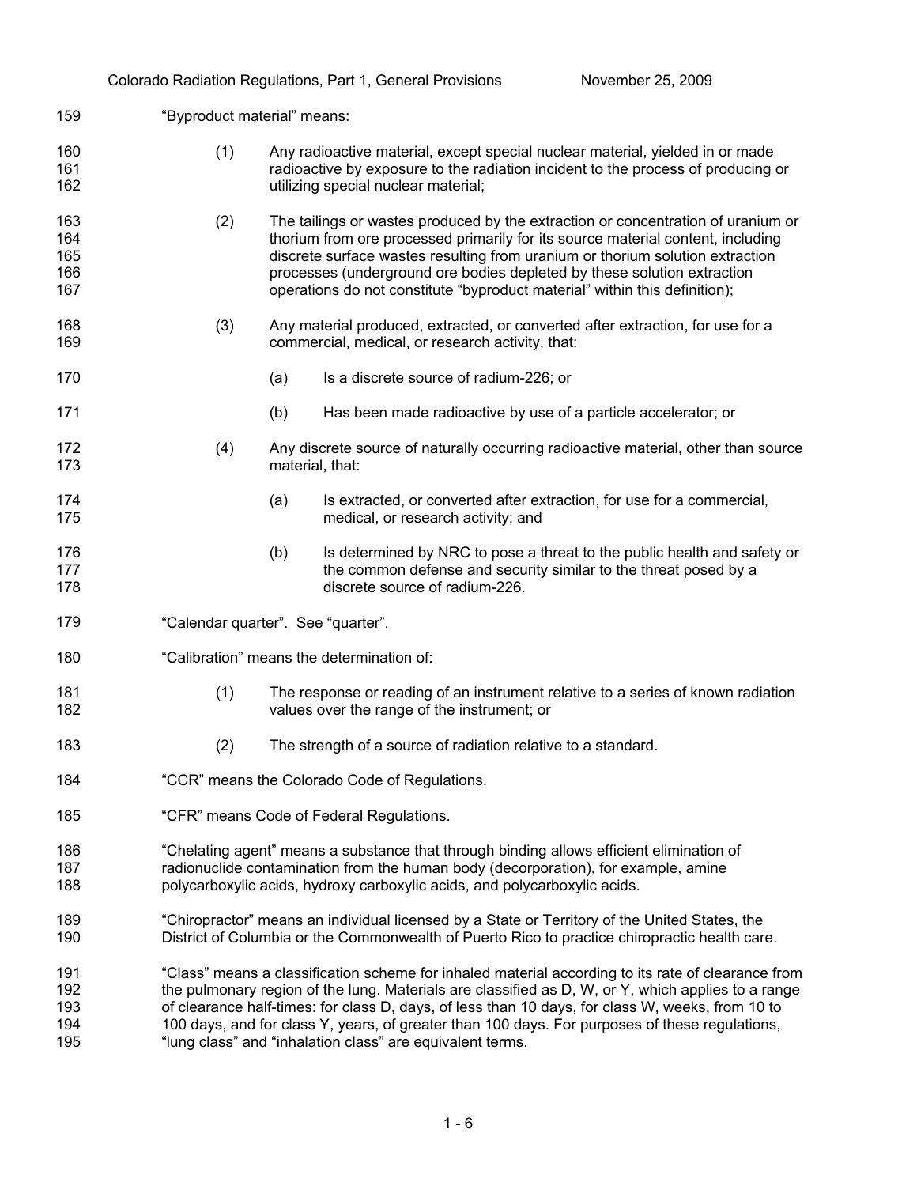"Byproduct material" means:

(1) Any radioactive material, except special nuclear material, yielded in or made radioactive by exposure to the radiation incident to the process of producing or utilizing special nuclear material;

(2) The tailings or wastes produced by the extraction or concentration of uranium or thorium from ore processed primarily for its source material content, including discrete surface wastes resulting from uranium or thorium solution extraction processes (underground ore bodies depleted by these solution extraction operations do not constitute "byproduct material" within this definition);

(3) Any material produced, extracted, or converted after extraction, for use for a commercial, medical, or research activity, that:

  (a) Is a discrete source of radium-226; or

  (b) Has been made radioactive by use of a particle accelerator; or

(4) Any discrete source of naturally occurring radioactive material, other than source material, that:

  (a) Is extracted, or converted after extraction, for use for a commercial, medical, or research activity; and

  (b) Is determined by NRC to pose a threat to the public health and safety or the common defense and security similar to the threat posed by a discrete source of radium-226.

"Calendar quarter". See "quarter".

"Calibration" means the determination of:

(1) The response or reading of an instrument relative to a series of known radiation values over the range of the instrument; or

(2) The strength of a source of radiation relative to a standard.

"CCR" means the Colorado Code of Regulations.

"CFR" means Code of Federal Regulations.

"Chelating agent" means a substance that through binding allows efficient elimination of radionuclide contamination from the human body (decorporation), for example, amine polycarboxylic acids, hydroxy carboxylic acids, and polycarboxylic acids.

"Chiropractor" means an individual licensed by a State or Territory of the United States, the District of Columbia or the Commonwealth of Puerto Rico to practice chiropractic health care.

"Class" means a classification scheme for inhaled material according to its rate of clearance from the pulmonary region of the lung. Materials are classified as D, W, or Y, which applies to a range of clearance half-times: for class D, days, of less than 10 days, for class W, weeks, from 10 to 100 days, and for class Y, years, of greater than 100 days. For purposes of these regulations, "lung class" and "inhalation class" are equivalent terms.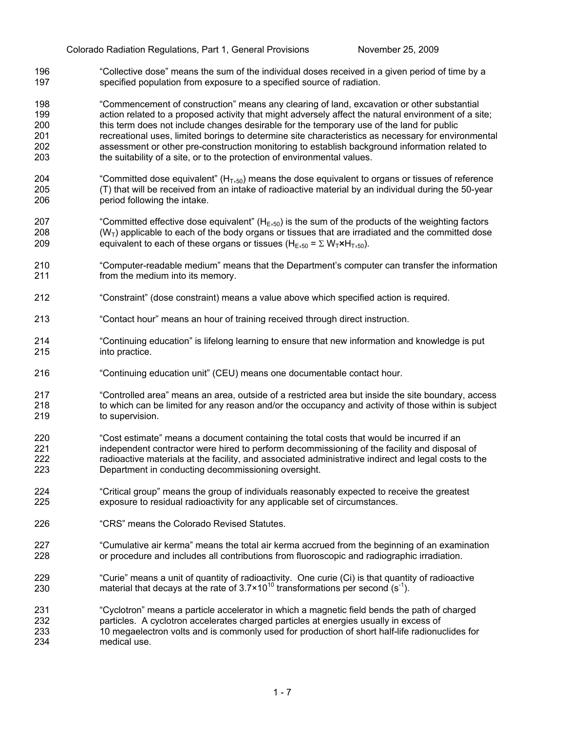"Collective dose" means the sum of the individual doses received in a given period of time by a specified population from exposure to a specified source of radiation.

"Commencement of construction" means any clearing of land, excavation or other substantial action related to a proposed activity that might adversely affect the natural environment of a site; this term does not include changes desirable for the temporary use of the land for public recreational uses, limited borings to determine site characteristics as necessary for environmental assessment or other pre-construction monitoring to establish background information related to the suitability of a site, or to the protection of environmental values.

"Committed dose equivalent" ($H_{T,50}$) means the dose equivalent to organs or tissues of reference (T) that will be received from an intake of radioactive material by an individual during the 50-year period following the intake.

"Committed effective dose equivalent" ($H_{E,50}$) is the sum of the products of the weighting factors ($W_T$) applicable to each of the body organs or tissues that are irradiated and the committed dose equivalent to each of these organs or tissues ($H_{E,50} = \Sigma\, W_T \times H_{T,50}$).

"Computer-readable medium" means that the Department's computer can transfer the information from the medium into its memory.

"Constraint" (dose constraint) means a value above which specified action is required.

"Contact hour" means an hour of training received through direct instruction.

"Continuing education" is lifelong learning to ensure that new information and knowledge is put into practice.

"Continuing education unit" (CEU) means one documentable contact hour.

"Controlled area" means an area, outside of a restricted area but inside the site boundary, access to which can be limited for any reason and/or the occupancy and activity of those within is subject to supervision.

"Cost estimate" means a document containing the total costs that would be incurred if an independent contractor were hired to perform decommissioning of the facility and disposal of radioactive materials at the facility, and associated administrative indirect and legal costs to the Department in conducting decommissioning oversight.

"Critical group" means the group of individuals reasonably expected to receive the greatest exposure to residual radioactivity for any applicable set of circumstances.

"CRS" means the Colorado Revised Statutes.

"Cumulative air kerma" means the total air kerma accrued from the beginning of an examination or procedure and includes all contributions from fluoroscopic and radiographic irradiation.

"Curie" means a unit of quantity of radioactivity. One curie (Ci) is that quantity of radioactive material that decays at the rate of $3.7 \times 10^{10}$ transformations per second ($s^{-1}$).

"Cyclotron" means a particle accelerator in which a magnetic field bends the path of charged particles. A cyclotron accelerates charged particles at energies usually in excess of 10 megaelectron volts and is commonly used for production of short half-life radionuclides for medical use.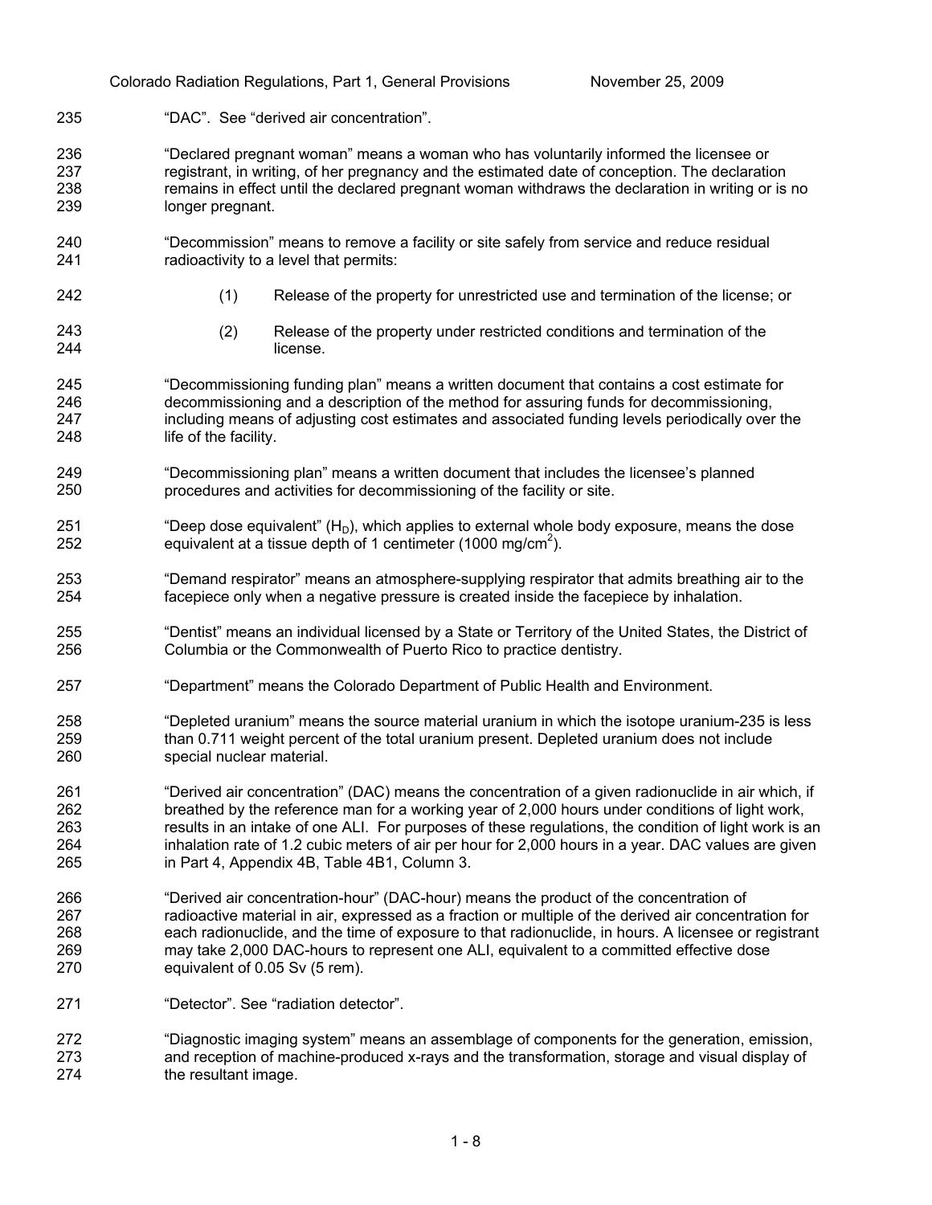"DAC". See "derived air concentration".

"Declared pregnant woman" means a woman who has voluntarily informed the licensee or registrant, in writing, of her pregnancy and the estimated date of conception. The declaration remains in effect until the declared pregnant woman withdraws the declaration in writing or is no longer pregnant.

"Decommission" means to remove a facility or site safely from service and reduce residual radioactivity to a level that permits:

(1) Release of the property for unrestricted use and termination of the license; or

(2) Release of the property under restricted conditions and termination of the license.

"Decommissioning funding plan" means a written document that contains a cost estimate for decommissioning and a description of the method for assuring funds for decommissioning, including means of adjusting cost estimates and associated funding levels periodically over the life of the facility.

"Decommissioning plan" means a written document that includes the licensee's planned procedures and activities for decommissioning of the facility or site.

"Deep dose equivalent" ($H_D$), which applies to external whole body exposure, means the dose equivalent at a tissue depth of 1 centimeter (1000 $mg/cm^2$).

"Demand respirator" means an atmosphere-supplying respirator that admits breathing air to the facepiece only when a negative pressure is created inside the facepiece by inhalation.

"Dentist" means an individual licensed by a State or Territory of the United States, the District of Columbia or the Commonwealth of Puerto Rico to practice dentistry.

"Department" means the Colorado Department of Public Health and Environment.

"Depleted uranium" means the source material uranium in which the isotope uranium-235 is less than 0.711 weight percent of the total uranium present. Depleted uranium does not include special nuclear material.

"Derived air concentration" (DAC) means the concentration of a given radionuclide in air which, if breathed by the reference man for a working year of 2,000 hours under conditions of light work, results in an intake of one ALI. For purposes of these regulations, the condition of light work is an inhalation rate of 1.2 cubic meters of air per hour for 2,000 hours in a year. DAC values are given in Part 4, Appendix 4B, Table 4B1, Column 3.

"Derived air concentration-hour" (DAC-hour) means the product of the concentration of radioactive material in air, expressed as a fraction or multiple of the derived air concentration for each radionuclide, and the time of exposure to that radionuclide, in hours. A licensee or registrant may take 2,000 DAC-hours to represent one ALI, equivalent to a committed effective dose equivalent of 0.05 Sv (5 rem).

"Detector". See "radiation detector".

"Diagnostic imaging system" means an assemblage of components for the generation, emission, and reception of machine-produced x-rays and the transformation, storage and visual display of the resultant image.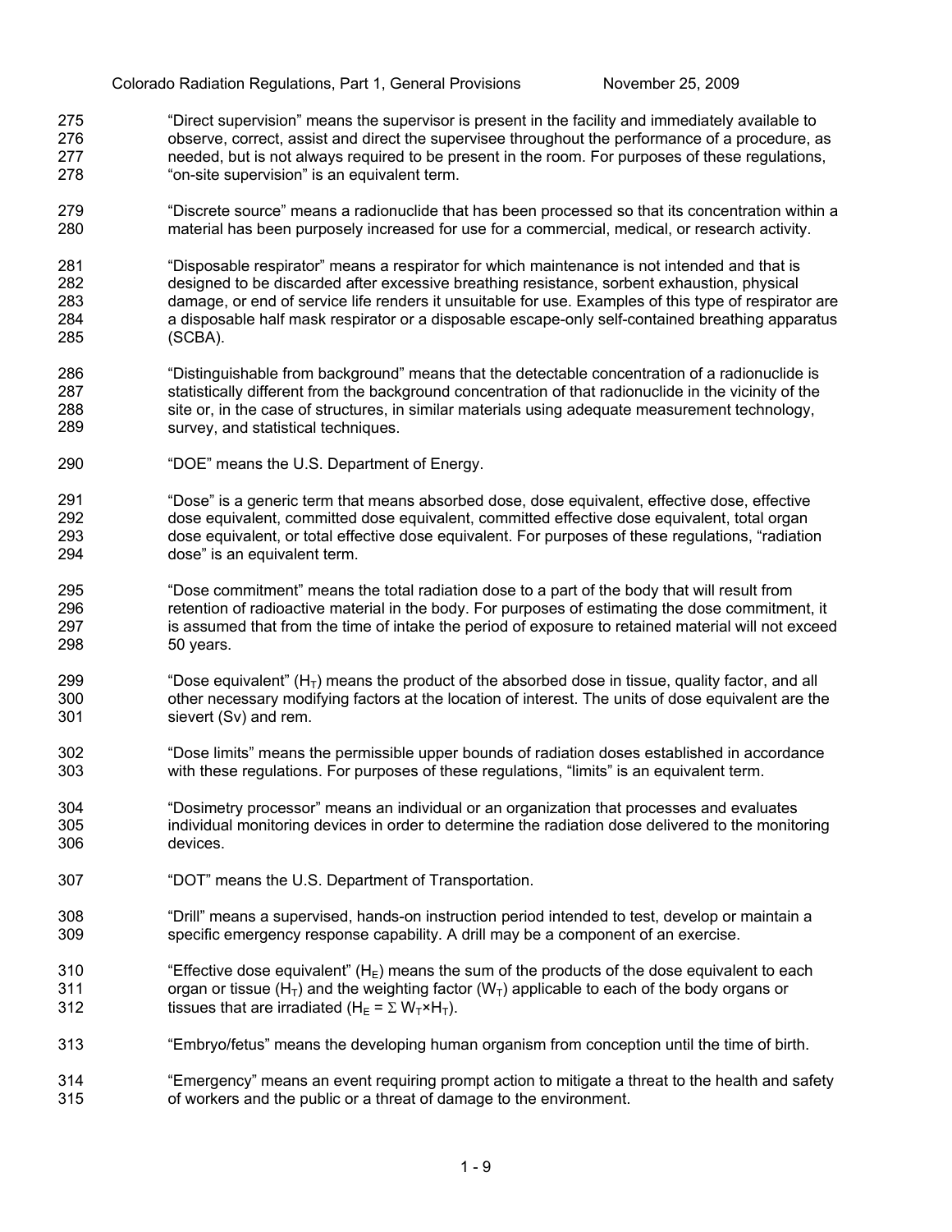"Direct supervision" means the supervisor is present in the facility and immediately available to observe, correct, assist and direct the supervisee throughout the performance of a procedure, as needed, but is not always required to be present in the room. For purposes of these regulations, "on-site supervision" is an equivalent term.

"Discrete source" means a radionuclide that has been processed so that its concentration within a material has been purposely increased for use for a commercial, medical, or research activity.

"Disposable respirator" means a respirator for which maintenance is not intended and that is designed to be discarded after excessive breathing resistance, sorbent exhaustion, physical damage, or end of service life renders it unsuitable for use. Examples of this type of respirator are a disposable half mask respirator or a disposable escape-only self-contained breathing apparatus (SCBA).

"Distinguishable from background" means that the detectable concentration of a radionuclide is statistically different from the background concentration of that radionuclide in the vicinity of the site or, in the case of structures, in similar materials using adequate measurement technology, survey, and statistical techniques.

"DOE" means the U.S. Department of Energy.

"Dose" is a generic term that means absorbed dose, dose equivalent, effective dose, effective dose equivalent, committed dose equivalent, committed effective dose equivalent, total organ dose equivalent, or total effective dose equivalent. For purposes of these regulations, "radiation dose" is an equivalent term.

"Dose commitment" means the total radiation dose to a part of the body that will result from retention of radioactive material in the body. For purposes of estimating the dose commitment, it is assumed that from the time of intake the period of exposure to retained material will not exceed 50 years.

"Dose equivalent" ($H_T$) means the product of the absorbed dose in tissue, quality factor, and all other necessary modifying factors at the location of interest. The units of dose equivalent are the sievert (Sv) and rem.

"Dose limits" means the permissible upper bounds of radiation doses established in accordance with these regulations. For purposes of these regulations, "limits" is an equivalent term.

"Dosimetry processor" means an individual or an organization that processes and evaluates individual monitoring devices in order to determine the radiation dose delivered to the monitoring devices.

"DOT" means the U.S. Department of Transportation.

"Drill" means a supervised, hands-on instruction period intended to test, develop or maintain a specific emergency response capability. A drill may be a component of an exercise.

"Effective dose equivalent" ($H_E$) means the sum of the products of the dose equivalent to each organ or tissue ($H_T$) and the weighting factor ($W_T$) applicable to each of the body organs or tissues that are irradiated ($H_E = \Sigma\, W_T \times H_T$).

"Embryo/fetus" means the developing human organism from conception until the time of birth.

"Emergency" means an event requiring prompt action to mitigate a threat to the health and safety of workers and the public or a threat of damage to the environment.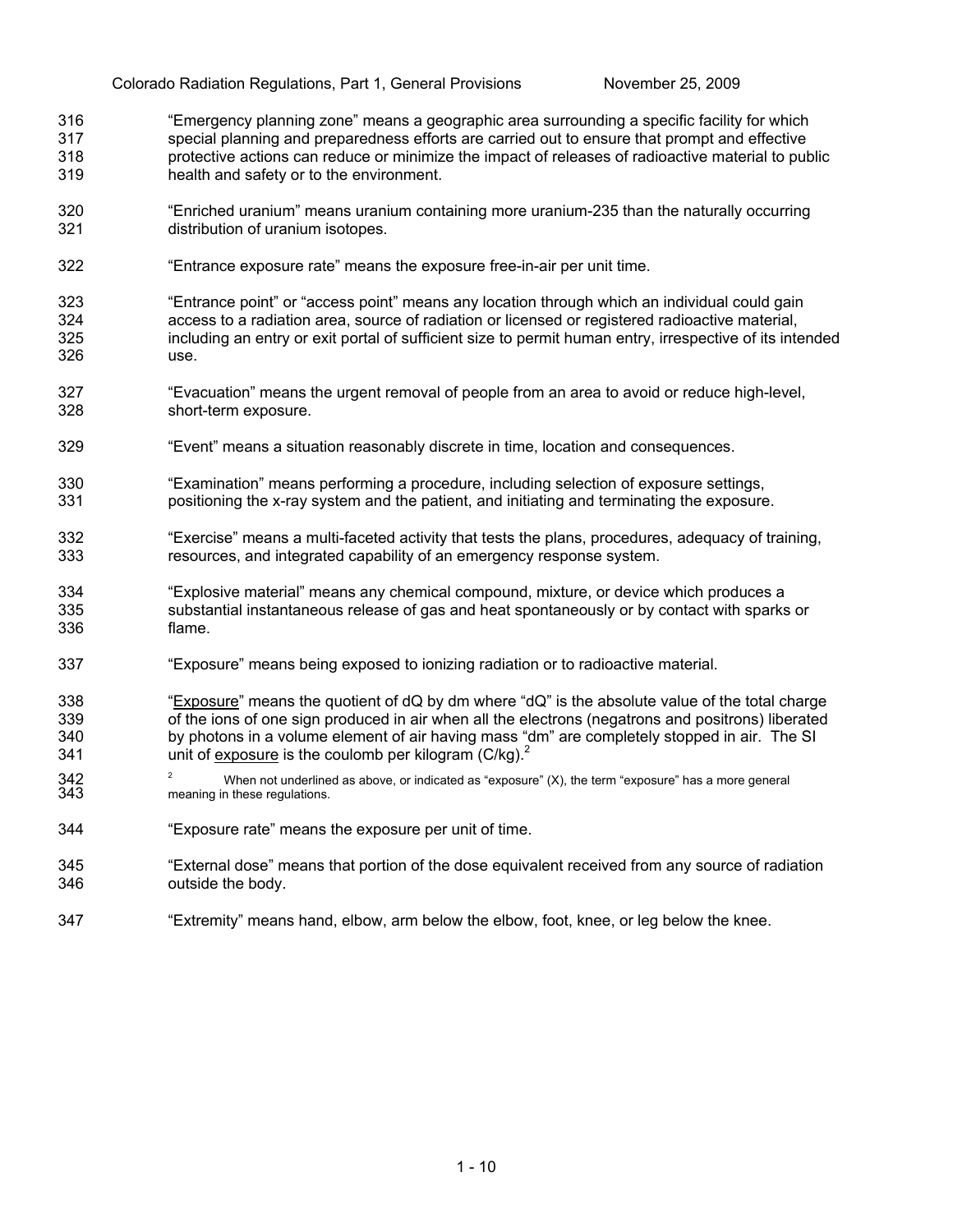"Emergency planning zone" means a geographic area surrounding a specific facility for which special planning and preparedness efforts are carried out to ensure that prompt and effective protective actions can reduce or minimize the impact of releases of radioactive material to public health and safety or to the environment.

"Enriched uranium" means uranium containing more uranium-235 than the naturally occurring distribution of uranium isotopes.

"Entrance exposure rate" means the exposure free-in-air per unit time.

"Entrance point" or "access point" means any location through which an individual could gain access to a radiation area, source of radiation or licensed or registered radioactive material, including an entry or exit portal of sufficient size to permit human entry, irrespective of its intended use.

"Evacuation" means the urgent removal of people from an area to avoid or reduce high-level, short-term exposure.

"Event" means a situation reasonably discrete in time, location and consequences.

"Examination" means performing a procedure, including selection of exposure settings, positioning the x-ray system and the patient, and initiating and terminating the exposure.

"Exercise" means a multi-faceted activity that tests the plans, procedures, adequacy of training, resources, and integrated capability of an emergency response system.

"Explosive material" means any chemical compound, mixture, or device which produces a substantial instantaneous release of gas and heat spontaneously or by contact with sparks or flame.

"Exposure" means being exposed to ionizing radiation or to radioactive material.

"<u>Exposure</u>" means the quotient of dQ by dm where "dQ" is the absolute value of the total charge of the ions of one sign produced in air when all the electrons (negatrons and positrons) liberated by photons in a volume element of air having mass "dm" are completely stopped in air. The SI unit of <u>exposure</u> is the coulomb per kilogram (C/kg).[2]

[2] When not underlined as above, or indicated as "exposure" (X), the term "exposure" has a more general meaning in these regulations.

"Exposure rate" means the exposure per unit of time.

"External dose" means that portion of the dose equivalent received from any source of radiation outside the body.

"Extremity" means hand, elbow, arm below the elbow, foot, knee, or leg below the knee.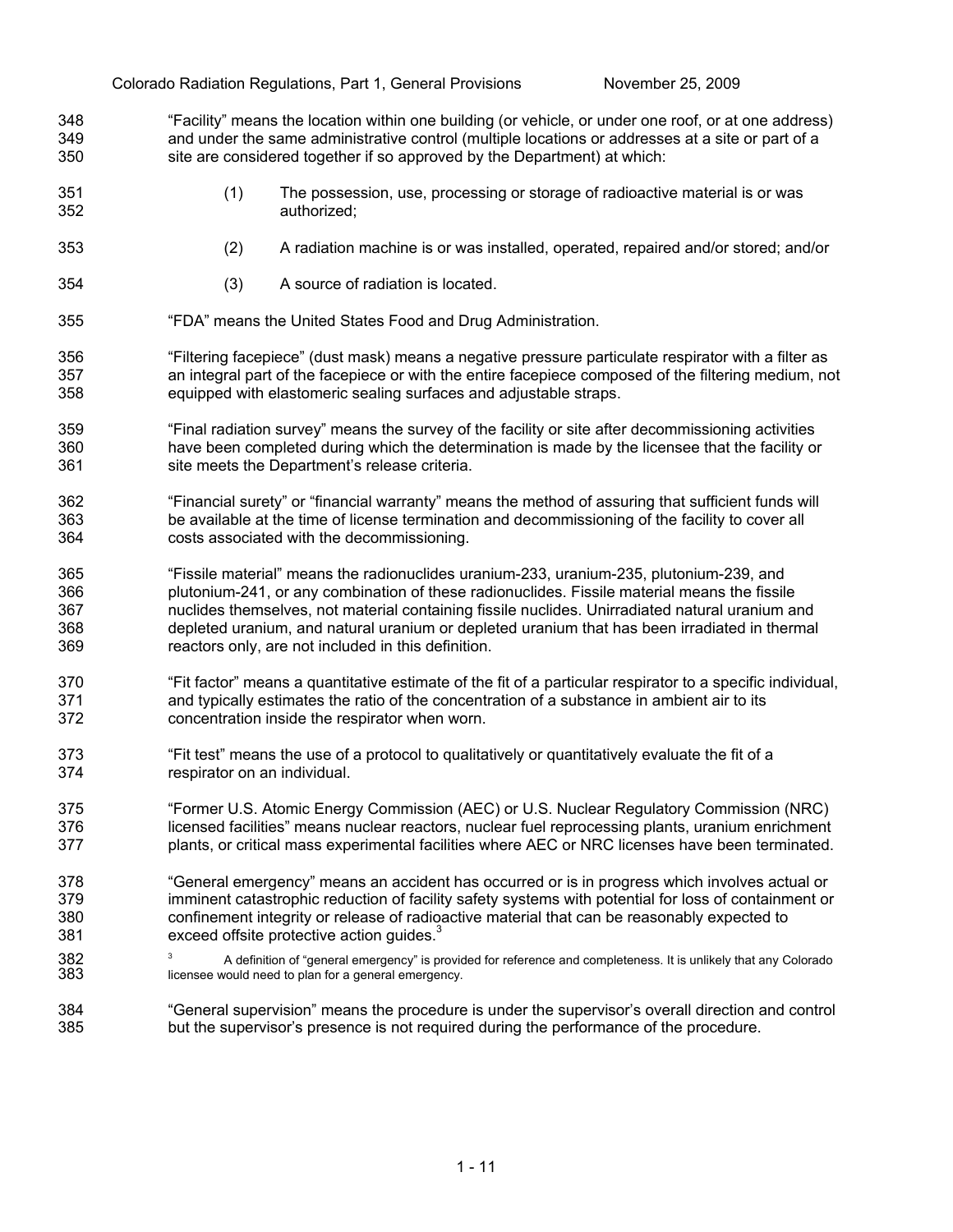"Facility" means the location within one building (or vehicle, or under one roof, or at one address) and under the same administrative control (multiple locations or addresses at a site or part of a site are considered together if so approved by the Department) at which:

(1) The possession, use, processing or storage of radioactive material is or was authorized;

(2) A radiation machine is or was installed, operated, repaired and/or stored; and/or

(3) A source of radiation is located.

"FDA" means the United States Food and Drug Administration.

"Filtering facepiece" (dust mask) means a negative pressure particulate respirator with a filter as an integral part of the facepiece or with the entire facepiece composed of the filtering medium, not equipped with elastomeric sealing surfaces and adjustable straps.

"Final radiation survey" means the survey of the facility or site after decommissioning activities have been completed during which the determination is made by the licensee that the facility or site meets the Department's release criteria.

"Financial surety" or "financial warranty" means the method of assuring that sufficient funds will be available at the time of license termination and decommissioning of the facility to cover all costs associated with the decommissioning.

"Fissile material" means the radionuclides uranium-233, uranium-235, plutonium-239, and plutonium-241, or any combination of these radionuclides. Fissile material means the fissile nuclides themselves, not material containing fissile nuclides. Unirradiated natural uranium and depleted uranium, and natural uranium or depleted uranium that has been irradiated in thermal reactors only, are not included in this definition.

"Fit factor" means a quantitative estimate of the fit of a particular respirator to a specific individual, and typically estimates the ratio of the concentration of a substance in ambient air to its concentration inside the respirator when worn.

"Fit test" means the use of a protocol to qualitatively or quantitatively evaluate the fit of a respirator on an individual.

"Former U.S. Atomic Energy Commission (AEC) or U.S. Nuclear Regulatory Commission (NRC) licensed facilities" means nuclear reactors, nuclear fuel reprocessing plants, uranium enrichment plants, or critical mass experimental facilities where AEC or NRC licenses have been terminated.

"General emergency" means an accident has occurred or is in progress which involves actual or imminent catastrophic reduction of facility safety systems with potential for loss of containment or confinement integrity or release of radioactive material that can be reasonably expected to exceed offsite protective action guides.[3]

[3] A definition of "general emergency" is provided for reference and completeness. It is unlikely that any Colorado licensee would need to plan for a general emergency.

"General supervision" means the procedure is under the supervisor's overall direction and control but the supervisor's presence is not required during the performance of the procedure.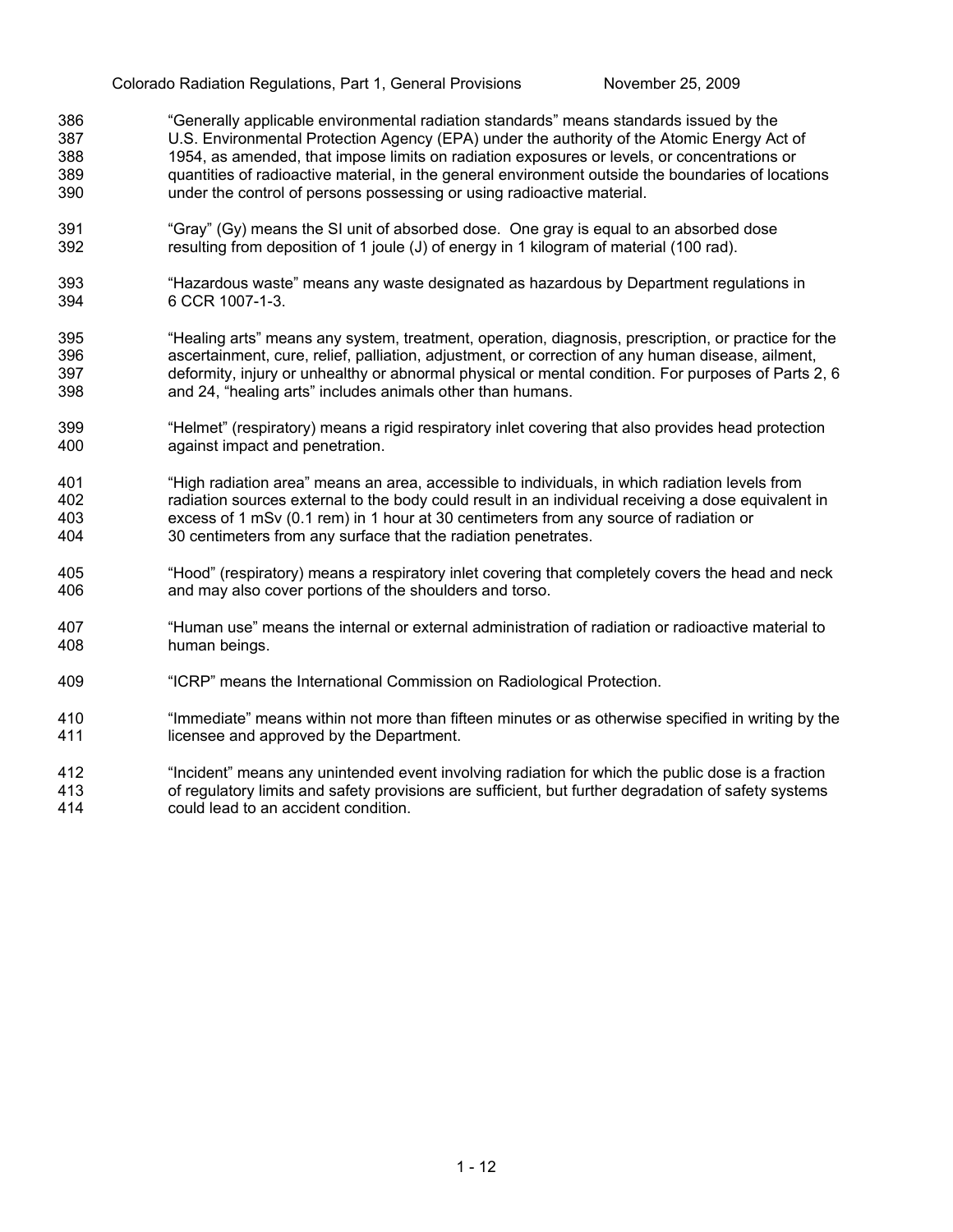"Generally applicable environmental radiation standards" means standards issued by the U.S. Environmental Protection Agency (EPA) under the authority of the Atomic Energy Act of 1954, as amended, that impose limits on radiation exposures or levels, or concentrations or quantities of radioactive material, in the general environment outside the boundaries of locations under the control of persons possessing or using radioactive material.

"Gray" (Gy) means the SI unit of absorbed dose. One gray is equal to an absorbed dose resulting from deposition of 1 joule (J) of energy in 1 kilogram of material (100 rad).

"Hazardous waste" means any waste designated as hazardous by Department regulations in 6 CCR 1007-1-3.

"Healing arts" means any system, treatment, operation, diagnosis, prescription, or practice for the ascertainment, cure, relief, palliation, adjustment, or correction of any human disease, ailment, deformity, injury or unhealthy or abnormal physical or mental condition. For purposes of Parts 2, 6 and 24, "healing arts" includes animals other than humans.

"Helmet" (respiratory) means a rigid respiratory inlet covering that also provides head protection against impact and penetration.

"High radiation area" means an area, accessible to individuals, in which radiation levels from radiation sources external to the body could result in an individual receiving a dose equivalent in excess of 1 mSv (0.1 rem) in 1 hour at 30 centimeters from any source of radiation or 30 centimeters from any surface that the radiation penetrates.

"Hood" (respiratory) means a respiratory inlet covering that completely covers the head and neck and may also cover portions of the shoulders and torso.

"Human use" means the internal or external administration of radiation or radioactive material to human beings.

"ICRP" means the International Commission on Radiological Protection.

"Immediate" means within not more than fifteen minutes or as otherwise specified in writing by the licensee and approved by the Department.

"Incident" means any unintended event involving radiation for which the public dose is a fraction of regulatory limits and safety provisions are sufficient, but further degradation of safety systems could lead to an accident condition.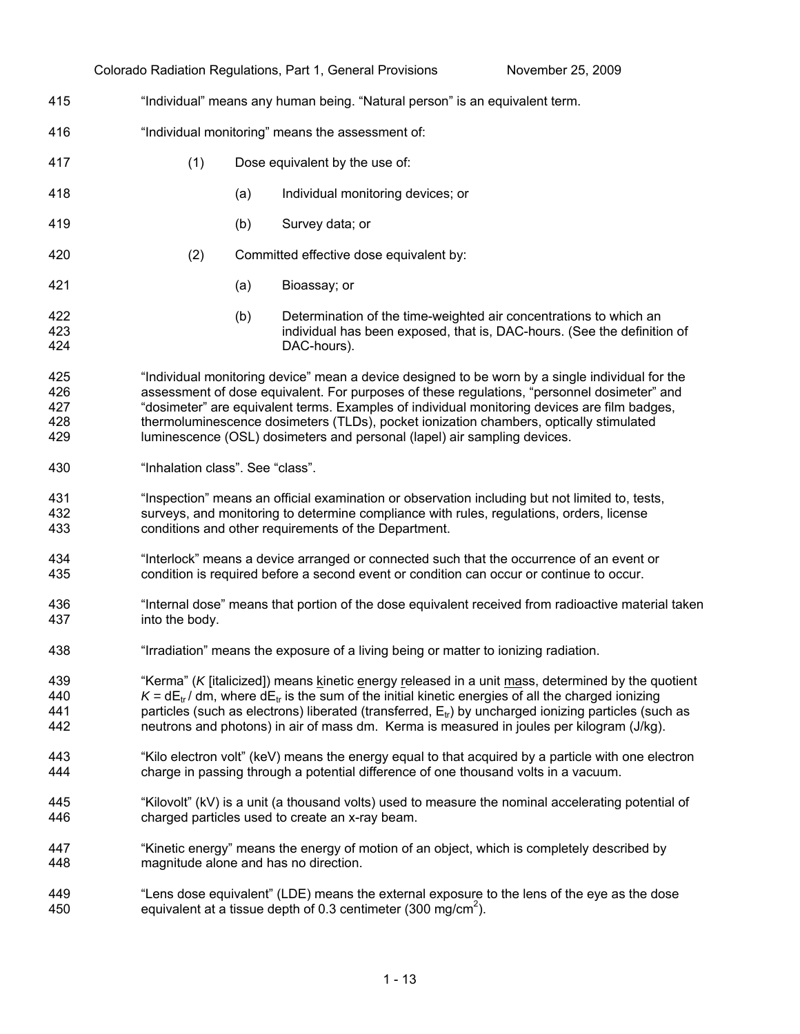"Individual" means any human being. "Natural person" is an equivalent term.

"Individual monitoring" means the assessment of:

(1) Dose equivalent by the use of:

(a) Individual monitoring devices; or

(b) Survey data; or

(2) Committed effective dose equivalent by:

(a) Bioassay; or

(b) Determination of the time-weighted air concentrations to which an individual has been exposed, that is, DAC-hours. (See the definition of DAC-hours).

"Individual monitoring device" mean a device designed to be worn by a single individual for the assessment of dose equivalent. For purposes of these regulations, "personnel dosimeter" and "dosimeter" are equivalent terms. Examples of individual monitoring devices are film badges, thermoluminescence dosimeters (TLDs), pocket ionization chambers, optically stimulated luminescence (OSL) dosimeters and personal (lapel) air sampling devices.

"Inhalation class". See "class".

"Inspection" means an official examination or observation including but not limited to, tests, surveys, and monitoring to determine compliance with rules, regulations, orders, license conditions and other requirements of the Department.

"Interlock" means a device arranged or connected such that the occurrence of an event or condition is required before a second event or condition can occur or continue to occur.

"Internal dose" means that portion of the dose equivalent received from radioactive material taken into the body.

"Irradiation" means the exposure of a living being or matter to ionizing radiation.

"Kerma" (*K* [italicized]) means kinetic energy released in a unit mass, determined by the quotient $K = dE_{tr} / dm$, where $dE_{tr}$ is the sum of the initial kinetic energies of all the charged ionizing particles (such as electrons) liberated (transferred, $E_{tr}$) by uncharged ionizing particles (such as neutrons and photons) in air of mass dm. Kerma is measured in joules per kilogram (J/kg).

"Kilo electron volt" (keV) means the energy equal to that acquired by a particle with one electron charge in passing through a potential difference of one thousand volts in a vacuum.

"Kilovolt" (kV) is a unit (a thousand volts) used to measure the nominal accelerating potential of charged particles used to create an x-ray beam.

"Kinetic energy" means the energy of motion of an object, which is completely described by magnitude alone and has no direction.

"Lens dose equivalent" (LDE) means the external exposure to the lens of the eye as the dose equivalent at a tissue depth of 0.3 centimeter (300 mg/cm$^2$).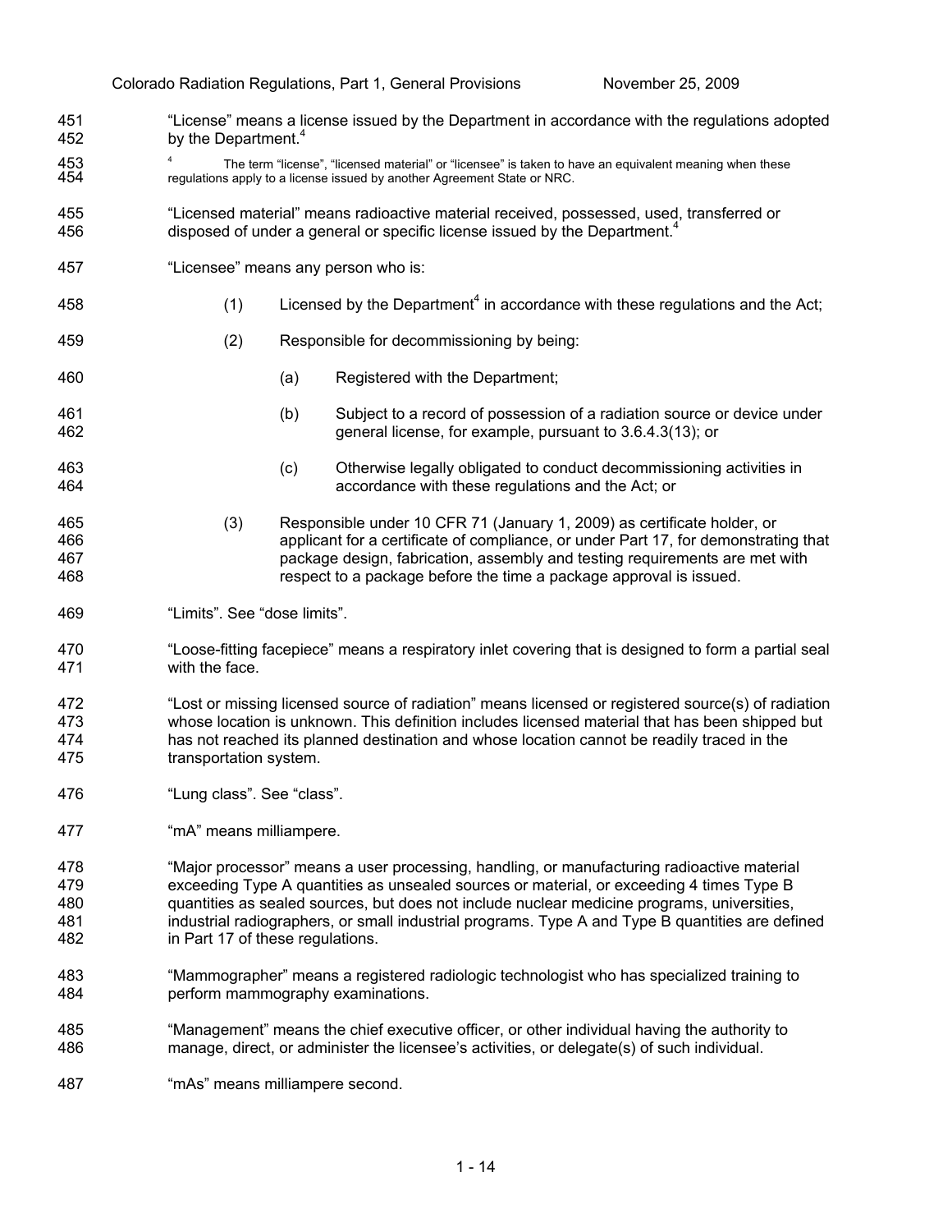"License" means a license issued by the Department in accordance with the regulations adopted by the Department.[4]

[4] The term "license", "licensed material" or "licensee" is taken to have an equivalent meaning when these regulations apply to a license issued by another Agreement State or NRC.

"Licensed material" means radioactive material received, possessed, used, transferred or disposed of under a general or specific license issued by the Department.[4]

"Licensee" means any person who is:

(1) Licensed by the Department[4] in accordance with these regulations and the Act;

(2) Responsible for decommissioning by being:

 (a) Registered with the Department;

 (b) Subject to a record of possession of a radiation source or device under general license, for example, pursuant to 3.6.4.3(13); or

 (c) Otherwise legally obligated to conduct decommissioning activities in accordance with these regulations and the Act; or

(3) Responsible under 10 CFR 71 (January 1, 2009) as certificate holder, or applicant for a certificate of compliance, or under Part 17, for demonstrating that package design, fabrication, assembly and testing requirements are met with respect to a package before the time a package approval is issued.

"Limits". See "dose limits".

"Loose-fitting facepiece" means a respiratory inlet covering that is designed to form a partial seal with the face.

"Lost or missing licensed source of radiation" means licensed or registered source(s) of radiation whose location is unknown. This definition includes licensed material that has been shipped but has not reached its planned destination and whose location cannot be readily traced in the transportation system.

"Lung class". See "class".

"mA" means milliampere.

"Major processor" means a user processing, handling, or manufacturing radioactive material exceeding Type A quantities as unsealed sources or material, or exceeding 4 times Type B quantities as sealed sources, but does not include nuclear medicine programs, universities, industrial radiographers, or small industrial programs. Type A and Type B quantities are defined in Part 17 of these regulations.

"Mammographer" means a registered radiologic technologist who has specialized training to perform mammography examinations.

"Management" means the chief executive officer, or other individual having the authority to manage, direct, or administer the licensee's activities, or delegate(s) of such individual.

"mAs" means milliampere second.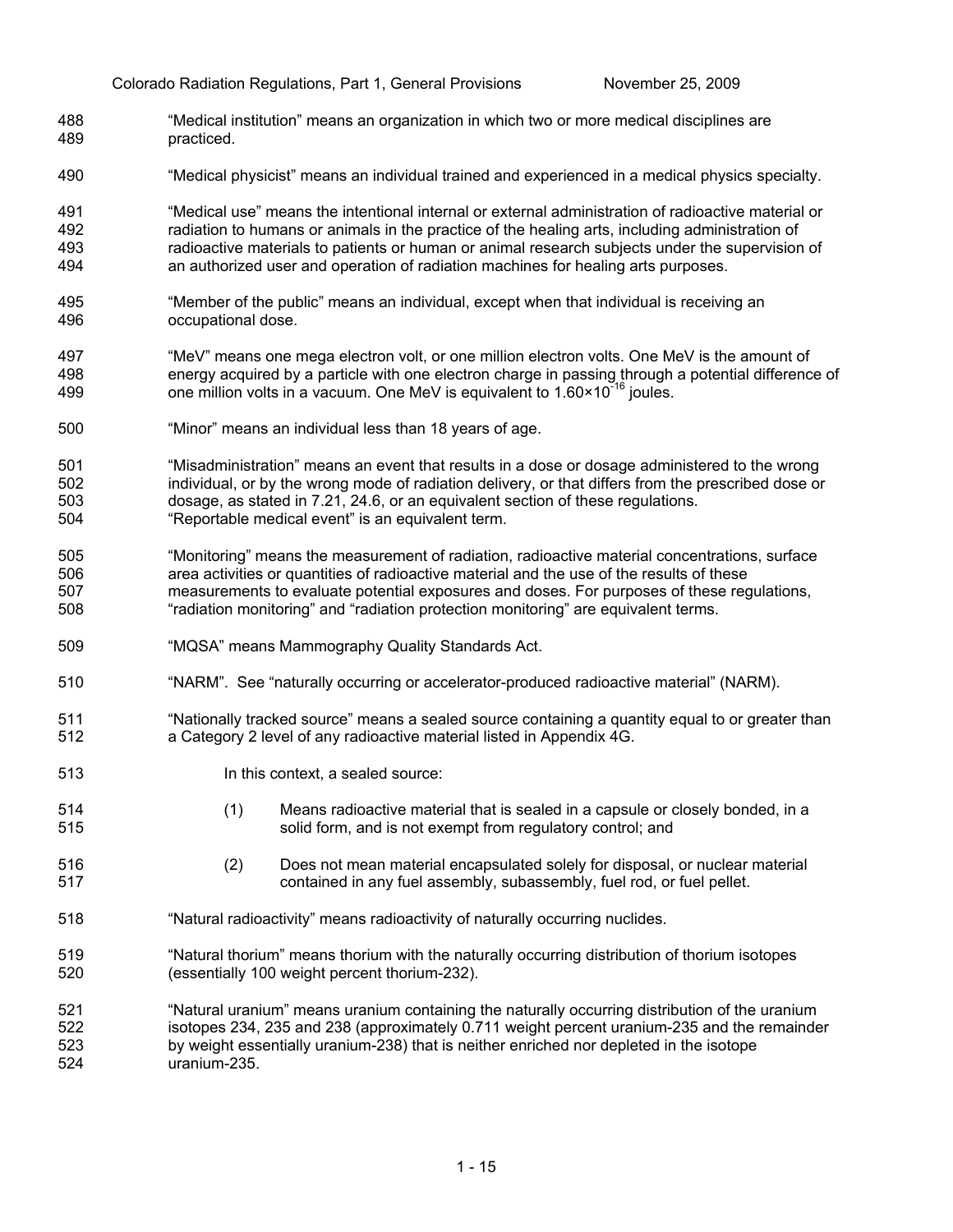"Medical institution" means an organization in which two or more medical disciplines are practiced.

"Medical physicist" means an individual trained and experienced in a medical physics specialty.

"Medical use" means the intentional internal or external administration of radioactive material or radiation to humans or animals in the practice of the healing arts, including administration of radioactive materials to patients or human or animal research subjects under the supervision of an authorized user and operation of radiation machines for healing arts purposes.

"Member of the public" means an individual, except when that individual is receiving an occupational dose.

"MeV" means one mega electron volt, or one million electron volts. One MeV is the amount of energy acquired by a particle with one electron charge in passing through a potential difference of one million volts in a vacuum. One MeV is equivalent to $1.60 \times 10^{-16}$ joules.

"Minor" means an individual less than 18 years of age.

"Misadministration" means an event that results in a dose or dosage administered to the wrong individual, or by the wrong mode of radiation delivery, or that differs from the prescribed dose or dosage, as stated in 7.21, 24.6, or an equivalent section of these regulations. "Reportable medical event" is an equivalent term.

"Monitoring" means the measurement of radiation, radioactive material concentrations, surface area activities or quantities of radioactive material and the use of the results of these measurements to evaluate potential exposures and doses. For purposes of these regulations, "radiation monitoring" and "radiation protection monitoring" are equivalent terms.

"MQSA" means Mammography Quality Standards Act.

"NARM". See "naturally occurring or accelerator-produced radioactive material" (NARM).

"Nationally tracked source" means a sealed source containing a quantity equal to or greater than a Category 2 level of any radioactive material listed in Appendix 4G.

In this context, a sealed source:

(1) Means radioactive material that is sealed in a capsule or closely bonded, in a solid form, and is not exempt from regulatory control; and

(2) Does not mean material encapsulated solely for disposal, or nuclear material contained in any fuel assembly, subassembly, fuel rod, or fuel pellet.

"Natural radioactivity" means radioactivity of naturally occurring nuclides.

"Natural thorium" means thorium with the naturally occurring distribution of thorium isotopes (essentially 100 weight percent thorium-232).

"Natural uranium" means uranium containing the naturally occurring distribution of the uranium isotopes 234, 235 and 238 (approximately 0.711 weight percent uranium-235 and the remainder by weight essentially uranium-238) that is neither enriched nor depleted in the isotope uranium-235.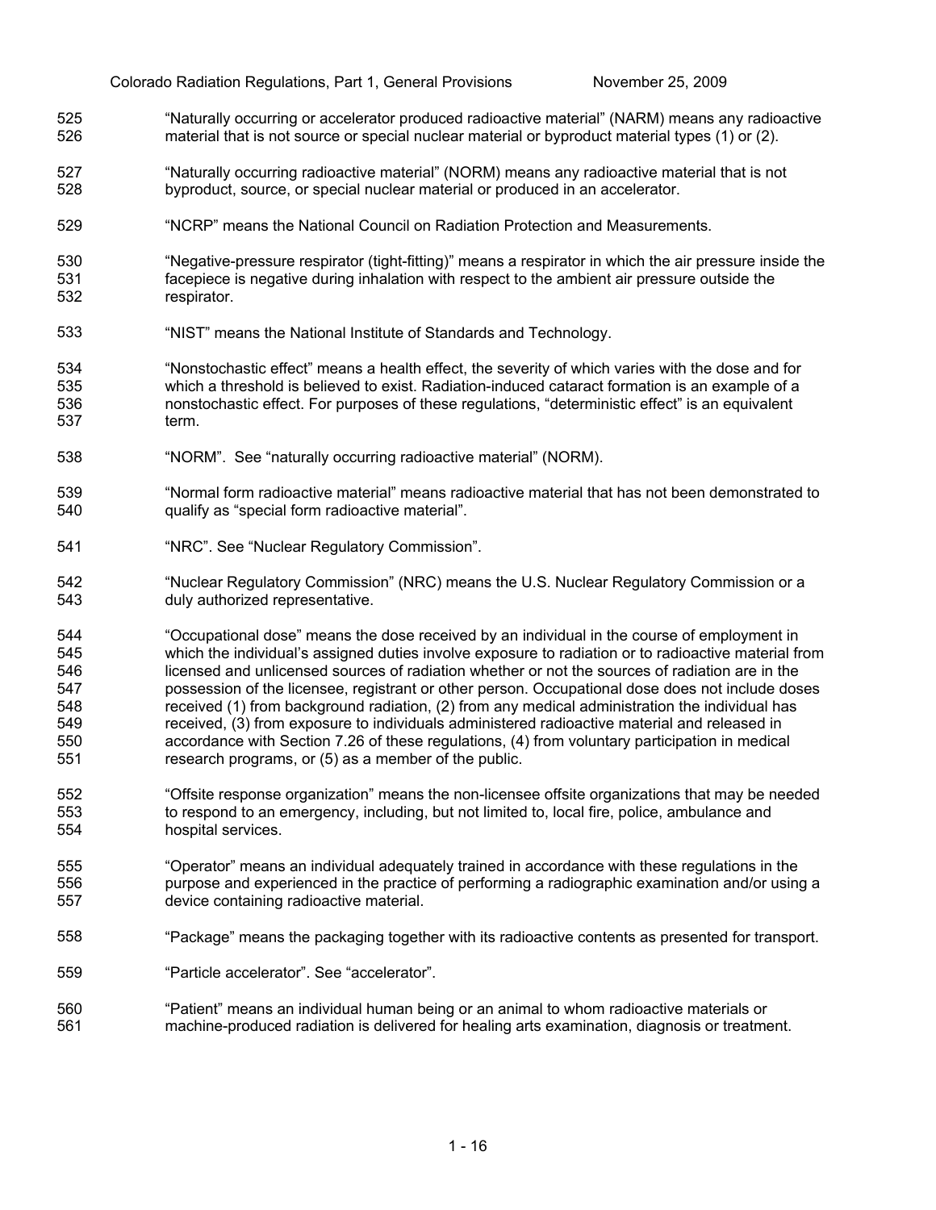"Naturally occurring or accelerator produced radioactive material" (NARM) means any radioactive material that is not source or special nuclear material or byproduct material types (1) or (2).

"Naturally occurring radioactive material" (NORM) means any radioactive material that is not byproduct, source, or special nuclear material or produced in an accelerator.

"NCRP" means the National Council on Radiation Protection and Measurements.

"Negative-pressure respirator (tight-fitting)" means a respirator in which the air pressure inside the facepiece is negative during inhalation with respect to the ambient air pressure outside the respirator.

"NIST" means the National Institute of Standards and Technology.

"Nonstochastic effect" means a health effect, the severity of which varies with the dose and for which a threshold is believed to exist. Radiation-induced cataract formation is an example of a nonstochastic effect. For purposes of these regulations, "deterministic effect" is an equivalent term.

"NORM". See "naturally occurring radioactive material" (NORM).

"Normal form radioactive material" means radioactive material that has not been demonstrated to qualify as "special form radioactive material".

"NRC". See "Nuclear Regulatory Commission".

"Nuclear Regulatory Commission" (NRC) means the U.S. Nuclear Regulatory Commission or a duly authorized representative.

"Occupational dose" means the dose received by an individual in the course of employment in which the individual's assigned duties involve exposure to radiation or to radioactive material from licensed and unlicensed sources of radiation whether or not the sources of radiation are in the possession of the licensee, registrant or other person. Occupational dose does not include doses received (1) from background radiation, (2) from any medical administration the individual has received, (3) from exposure to individuals administered radioactive material and released in accordance with Section 7.26 of these regulations, (4) from voluntary participation in medical research programs, or (5) as a member of the public.

"Offsite response organization" means the non-licensee offsite organizations that may be needed to respond to an emergency, including, but not limited to, local fire, police, ambulance and hospital services.

"Operator" means an individual adequately trained in accordance with these regulations in the purpose and experienced in the practice of performing a radiographic examination and/or using a device containing radioactive material.

"Package" means the packaging together with its radioactive contents as presented for transport.

"Particle accelerator". See "accelerator".

"Patient" means an individual human being or an animal to whom radioactive materials or machine-produced radiation is delivered for healing arts examination, diagnosis or treatment.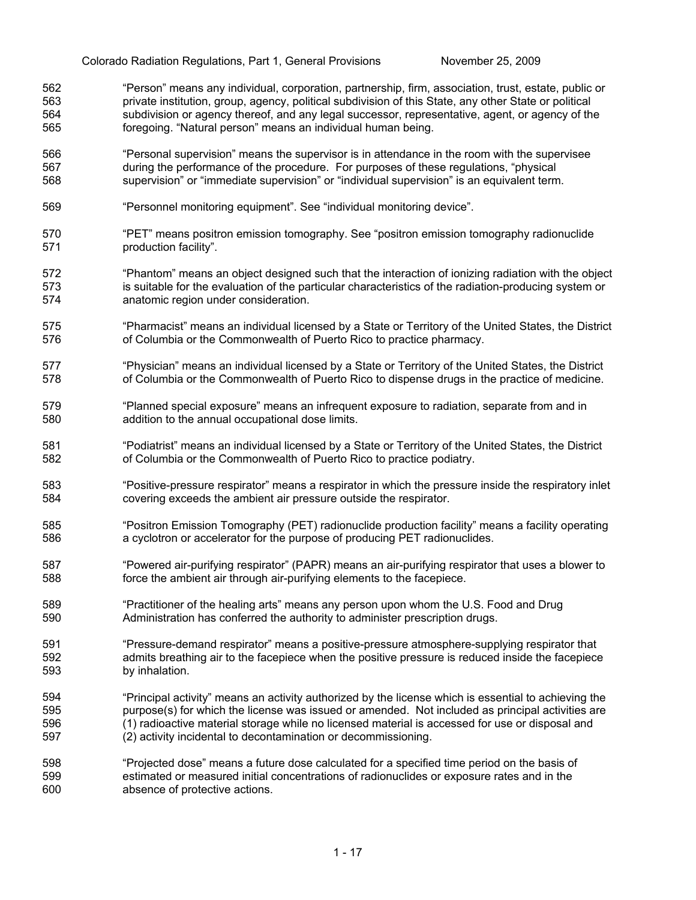"Person" means any individual, corporation, partnership, firm, association, trust, estate, public or private institution, group, agency, political subdivision of this State, any other State or political subdivision or agency thereof, and any legal successor, representative, agent, or agency of the foregoing. "Natural person" means an individual human being.

"Personal supervision" means the supervisor is in attendance in the room with the supervisee during the performance of the procedure. For purposes of these regulations, "physical supervision" or "immediate supervision" or "individual supervision" is an equivalent term.

"Personnel monitoring equipment". See "individual monitoring device".

"PET" means positron emission tomography. See "positron emission tomography radionuclide production facility".

"Phantom" means an object designed such that the interaction of ionizing radiation with the object is suitable for the evaluation of the particular characteristics of the radiation-producing system or anatomic region under consideration.

"Pharmacist" means an individual licensed by a State or Territory of the United States, the District of Columbia or the Commonwealth of Puerto Rico to practice pharmacy.

"Physician" means an individual licensed by a State or Territory of the United States, the District of Columbia or the Commonwealth of Puerto Rico to dispense drugs in the practice of medicine.

"Planned special exposure" means an infrequent exposure to radiation, separate from and in addition to the annual occupational dose limits.

"Podiatrist" means an individual licensed by a State or Territory of the United States, the District of Columbia or the Commonwealth of Puerto Rico to practice podiatry.

"Positive-pressure respirator" means a respirator in which the pressure inside the respiratory inlet covering exceeds the ambient air pressure outside the respirator.

"Positron Emission Tomography (PET) radionuclide production facility" means a facility operating a cyclotron or accelerator for the purpose of producing PET radionuclides.

"Powered air-purifying respirator" (PAPR) means an air-purifying respirator that uses a blower to force the ambient air through air-purifying elements to the facepiece.

"Practitioner of the healing arts" means any person upon whom the U.S. Food and Drug Administration has conferred the authority to administer prescription drugs.

"Pressure-demand respirator" means a positive-pressure atmosphere-supplying respirator that admits breathing air to the facepiece when the positive pressure is reduced inside the facepiece by inhalation.

"Principal activity" means an activity authorized by the license which is essential to achieving the purpose(s) for which the license was issued or amended. Not included as principal activities are (1) radioactive material storage while no licensed material is accessed for use or disposal and (2) activity incidental to decontamination or decommissioning.

"Projected dose" means a future dose calculated for a specified time period on the basis of estimated or measured initial concentrations of radionuclides or exposure rates and in the absence of protective actions.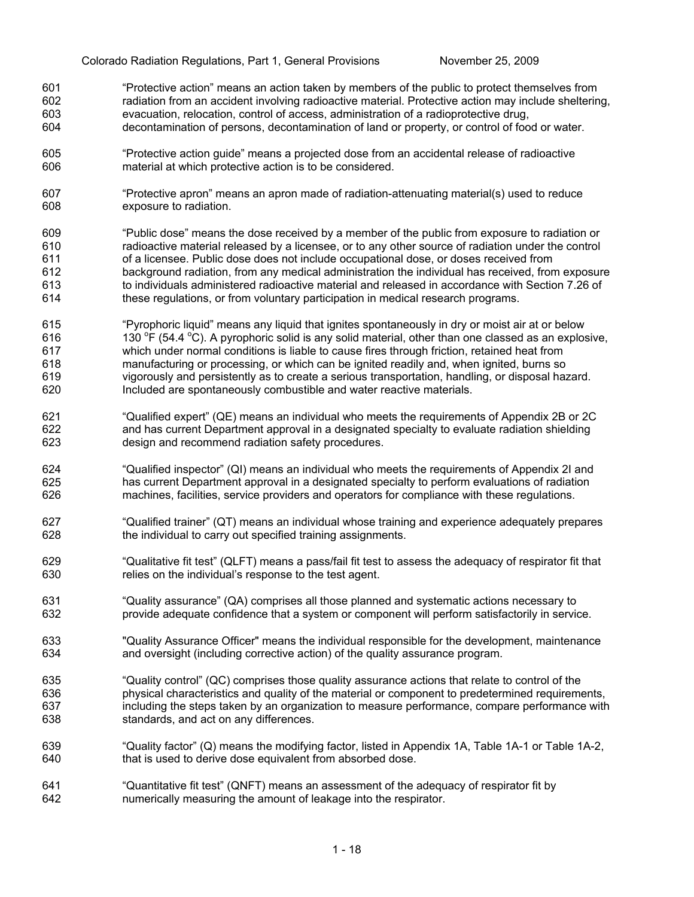"Protective action" means an action taken by members of the public to protect themselves from radiation from an accident involving radioactive material. Protective action may include sheltering, evacuation, relocation, control of access, administration of a radioprotective drug, decontamination of persons, decontamination of land or property, or control of food or water.

"Protective action guide" means a projected dose from an accidental release of radioactive material at which protective action is to be considered.

"Protective apron" means an apron made of radiation-attenuating material(s) used to reduce exposure to radiation.

"Public dose" means the dose received by a member of the public from exposure to radiation or radioactive material released by a licensee, or to any other source of radiation under the control of a licensee. Public dose does not include occupational dose, or doses received from background radiation, from any medical administration the individual has received, from exposure to individuals administered radioactive material and released in accordance with Section 7.26 of these regulations, or from voluntary participation in medical research programs.

"Pyrophoric liquid" means any liquid that ignites spontaneously in dry or moist air at or below 130 °F (54.4 °C). A pyrophoric solid is any solid material, other than one classed as an explosive, which under normal conditions is liable to cause fires through friction, retained heat from manufacturing or processing, or which can be ignited readily and, when ignited, burns so vigorously and persistently as to create a serious transportation, handling, or disposal hazard. Included are spontaneously combustible and water reactive materials.

"Qualified expert" (QE) means an individual who meets the requirements of Appendix 2B or 2C and has current Department approval in a designated specialty to evaluate radiation shielding design and recommend radiation safety procedures.

"Qualified inspector" (QI) means an individual who meets the requirements of Appendix 2I and has current Department approval in a designated specialty to perform evaluations of radiation machines, facilities, service providers and operators for compliance with these regulations.

"Qualified trainer" (QT) means an individual whose training and experience adequately prepares the individual to carry out specified training assignments.

"Qualitative fit test" (QLFT) means a pass/fail fit test to assess the adequacy of respirator fit that relies on the individual's response to the test agent.

"Quality assurance" (QA) comprises all those planned and systematic actions necessary to provide adequate confidence that a system or component will perform satisfactorily in service.

"Quality Assurance Officer" means the individual responsible for the development, maintenance and oversight (including corrective action) of the quality assurance program.

"Quality control" (QC) comprises those quality assurance actions that relate to control of the physical characteristics and quality of the material or component to predetermined requirements, including the steps taken by an organization to measure performance, compare performance with standards, and act on any differences.

"Quality factor" (Q) means the modifying factor, listed in Appendix 1A, Table 1A-1 or Table 1A-2, that is used to derive dose equivalent from absorbed dose.

"Quantitative fit test" (QNFT) means an assessment of the adequacy of respirator fit by numerically measuring the amount of leakage into the respirator.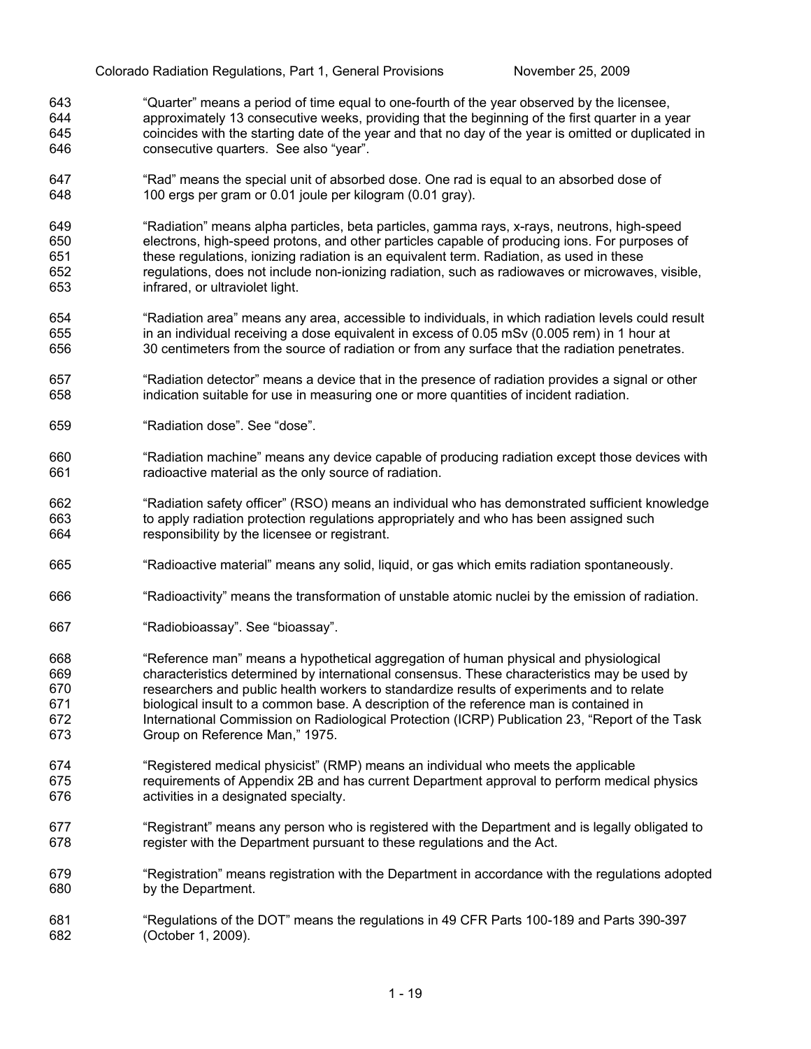"Quarter" means a period of time equal to one-fourth of the year observed by the licensee, approximately 13 consecutive weeks, providing that the beginning of the first quarter in a year coincides with the starting date of the year and that no day of the year is omitted or duplicated in consecutive quarters. See also "year".

"Rad" means the special unit of absorbed dose. One rad is equal to an absorbed dose of 100 ergs per gram or 0.01 joule per kilogram (0.01 gray).

"Radiation" means alpha particles, beta particles, gamma rays, x-rays, neutrons, high-speed electrons, high-speed protons, and other particles capable of producing ions. For purposes of these regulations, ionizing radiation is an equivalent term. Radiation, as used in these regulations, does not include non-ionizing radiation, such as radiowaves or microwaves, visible, infrared, or ultraviolet light.

"Radiation area" means any area, accessible to individuals, in which radiation levels could result in an individual receiving a dose equivalent in excess of 0.05 mSv (0.005 rem) in 1 hour at 30 centimeters from the source of radiation or from any surface that the radiation penetrates.

"Radiation detector" means a device that in the presence of radiation provides a signal or other indication suitable for use in measuring one or more quantities of incident radiation.

"Radiation dose". See "dose".

"Radiation machine" means any device capable of producing radiation except those devices with radioactive material as the only source of radiation.

"Radiation safety officer" (RSO) means an individual who has demonstrated sufficient knowledge to apply radiation protection regulations appropriately and who has been assigned such responsibility by the licensee or registrant.

"Radioactive material" means any solid, liquid, or gas which emits radiation spontaneously.

"Radioactivity" means the transformation of unstable atomic nuclei by the emission of radiation.

"Radiobioassay". See "bioassay".

"Reference man" means a hypothetical aggregation of human physical and physiological characteristics determined by international consensus. These characteristics may be used by researchers and public health workers to standardize results of experiments and to relate biological insult to a common base. A description of the reference man is contained in International Commission on Radiological Protection (ICRP) Publication 23, "Report of the Task Group on Reference Man," 1975.

"Registered medical physicist" (RMP) means an individual who meets the applicable requirements of Appendix 2B and has current Department approval to perform medical physics activities in a designated specialty.

"Registrant" means any person who is registered with the Department and is legally obligated to register with the Department pursuant to these regulations and the Act.

"Registration" means registration with the Department in accordance with the regulations adopted by the Department.

"Regulations of the DOT" means the regulations in 49 CFR Parts 100-189 and Parts 390-397 (October 1, 2009).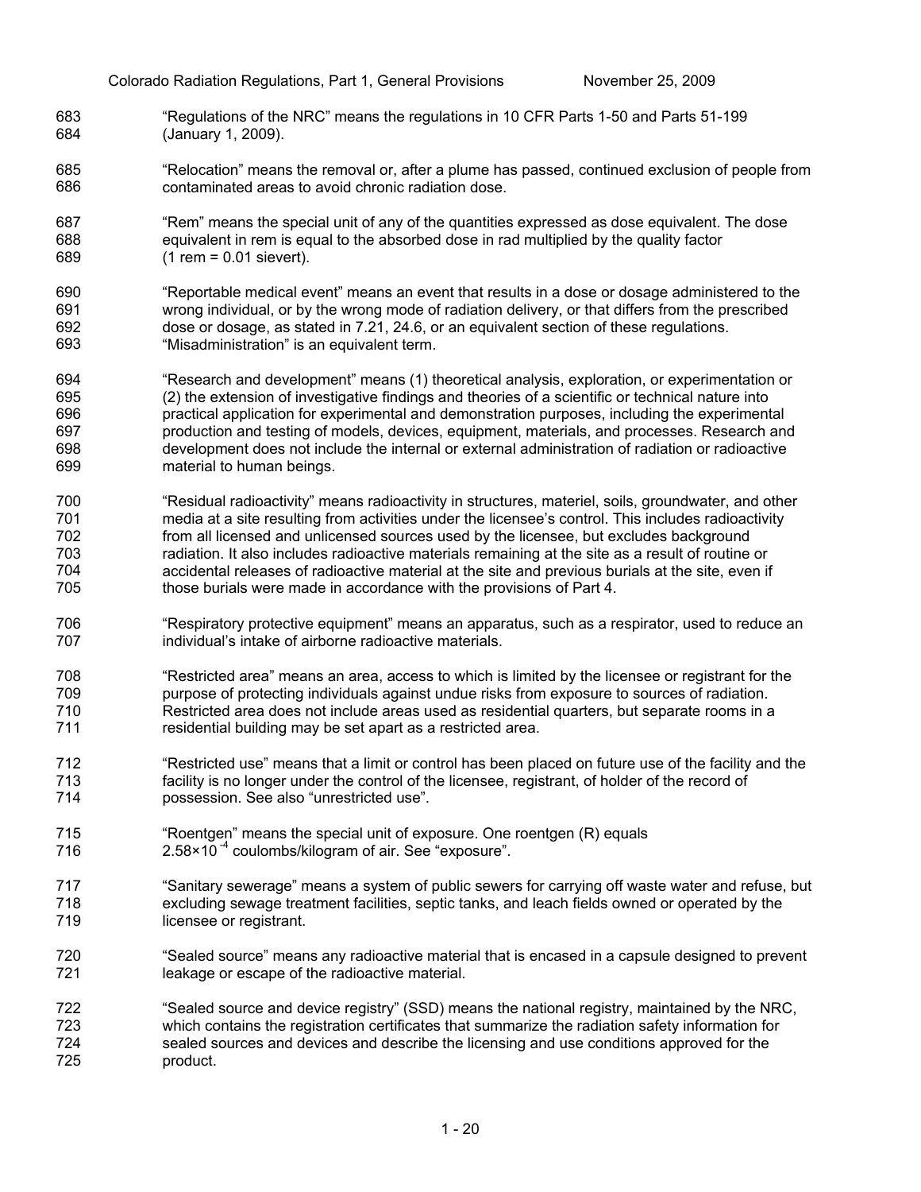"Regulations of the NRC" means the regulations in 10 CFR Parts 1-50 and Parts 51-199 (January 1, 2009).

"Relocation" means the removal or, after a plume has passed, continued exclusion of people from contaminated areas to avoid chronic radiation dose.

"Rem" means the special unit of any of the quantities expressed as dose equivalent. The dose equivalent in rem is equal to the absorbed dose in rad multiplied by the quality factor (1 rem = 0.01 sievert).

"Reportable medical event" means an event that results in a dose or dosage administered to the wrong individual, or by the wrong mode of radiation delivery, or that differs from the prescribed dose or dosage, as stated in 7.21, 24.6, or an equivalent section of these regulations. "Misadministration" is an equivalent term.

"Research and development" means (1) theoretical analysis, exploration, or experimentation or (2) the extension of investigative findings and theories of a scientific or technical nature into practical application for experimental and demonstration purposes, including the experimental production and testing of models, devices, equipment, materials, and processes. Research and development does not include the internal or external administration of radiation or radioactive material to human beings.

"Residual radioactivity" means radioactivity in structures, materiel, soils, groundwater, and other media at a site resulting from activities under the licensee's control. This includes radioactivity from all licensed and unlicensed sources used by the licensee, but excludes background radiation. It also includes radioactive materials remaining at the site as a result of routine or accidental releases of radioactive material at the site and previous burials at the site, even if those burials were made in accordance with the provisions of Part 4.

"Respiratory protective equipment" means an apparatus, such as a respirator, used to reduce an individual's intake of airborne radioactive materials.

"Restricted area" means an area, access to which is limited by the licensee or registrant for the purpose of protecting individuals against undue risks from exposure to sources of radiation. Restricted area does not include areas used as residential quarters, but separate rooms in a residential building may be set apart as a restricted area.

"Restricted use" means that a limit or control has been placed on future use of the facility and the facility is no longer under the control of the licensee, registrant, of holder of the record of possession. See also "unrestricted use".

"Roentgen" means the special unit of exposure. One roentgen (R) equals $2.58 \times 10^{-4}$ coulombs/kilogram of air. See "exposure".

"Sanitary sewerage" means a system of public sewers for carrying off waste water and refuse, but excluding sewage treatment facilities, septic tanks, and leach fields owned or operated by the licensee or registrant.

"Sealed source" means any radioactive material that is encased in a capsule designed to prevent leakage or escape of the radioactive material.

"Sealed source and device registry" (SSD) means the national registry, maintained by the NRC, which contains the registration certificates that summarize the radiation safety information for sealed sources and devices and describe the licensing and use conditions approved for the product.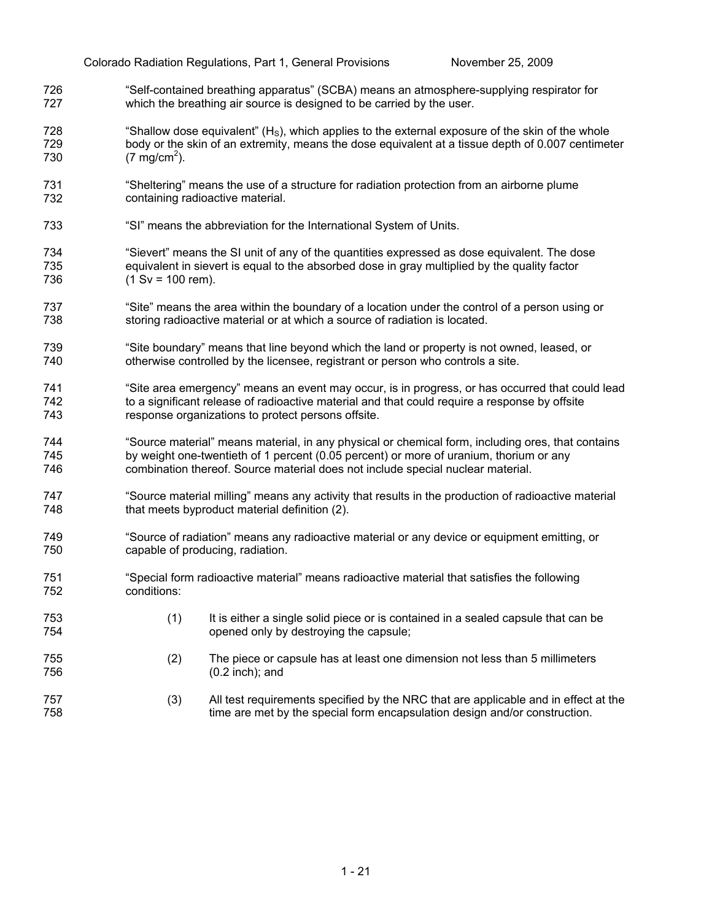"Self-contained breathing apparatus" (SCBA) means an atmosphere-supplying respirator for which the breathing air source is designed to be carried by the user.

"Shallow dose equivalent" ($H_S$), which applies to the external exposure of the skin of the whole body or the skin of an extremity, means the dose equivalent at a tissue depth of 0.007 centimeter (7 $mg/cm^2$).

"Sheltering" means the use of a structure for radiation protection from an airborne plume containing radioactive material.

"SI" means the abbreviation for the International System of Units.

"Sievert" means the SI unit of any of the quantities expressed as dose equivalent. The dose equivalent in sievert is equal to the absorbed dose in gray multiplied by the quality factor (1 Sv = 100 rem).

"Site" means the area within the boundary of a location under the control of a person using or storing radioactive material or at which a source of radiation is located.

"Site boundary" means that line beyond which the land or property is not owned, leased, or otherwise controlled by the licensee, registrant or person who controls a site.

"Site area emergency" means an event may occur, is in progress, or has occurred that could lead to a significant release of radioactive material and that could require a response by offsite response organizations to protect persons offsite.

"Source material" means material, in any physical or chemical form, including ores, that contains by weight one-twentieth of 1 percent (0.05 percent) or more of uranium, thorium or any combination thereof. Source material does not include special nuclear material.

"Source material milling" means any activity that results in the production of radioactive material that meets byproduct material definition (2).

"Source of radiation" means any radioactive material or any device or equipment emitting, or capable of producing, radiation.

"Special form radioactive material" means radioactive material that satisfies the following conditions:

(1) It is either a single solid piece or is contained in a sealed capsule that can be opened only by destroying the capsule;

(2) The piece or capsule has at least one dimension not less than 5 millimeters (0.2 inch); and

(3) All test requirements specified by the NRC that are applicable and in effect at the time are met by the special form encapsulation design and/or construction.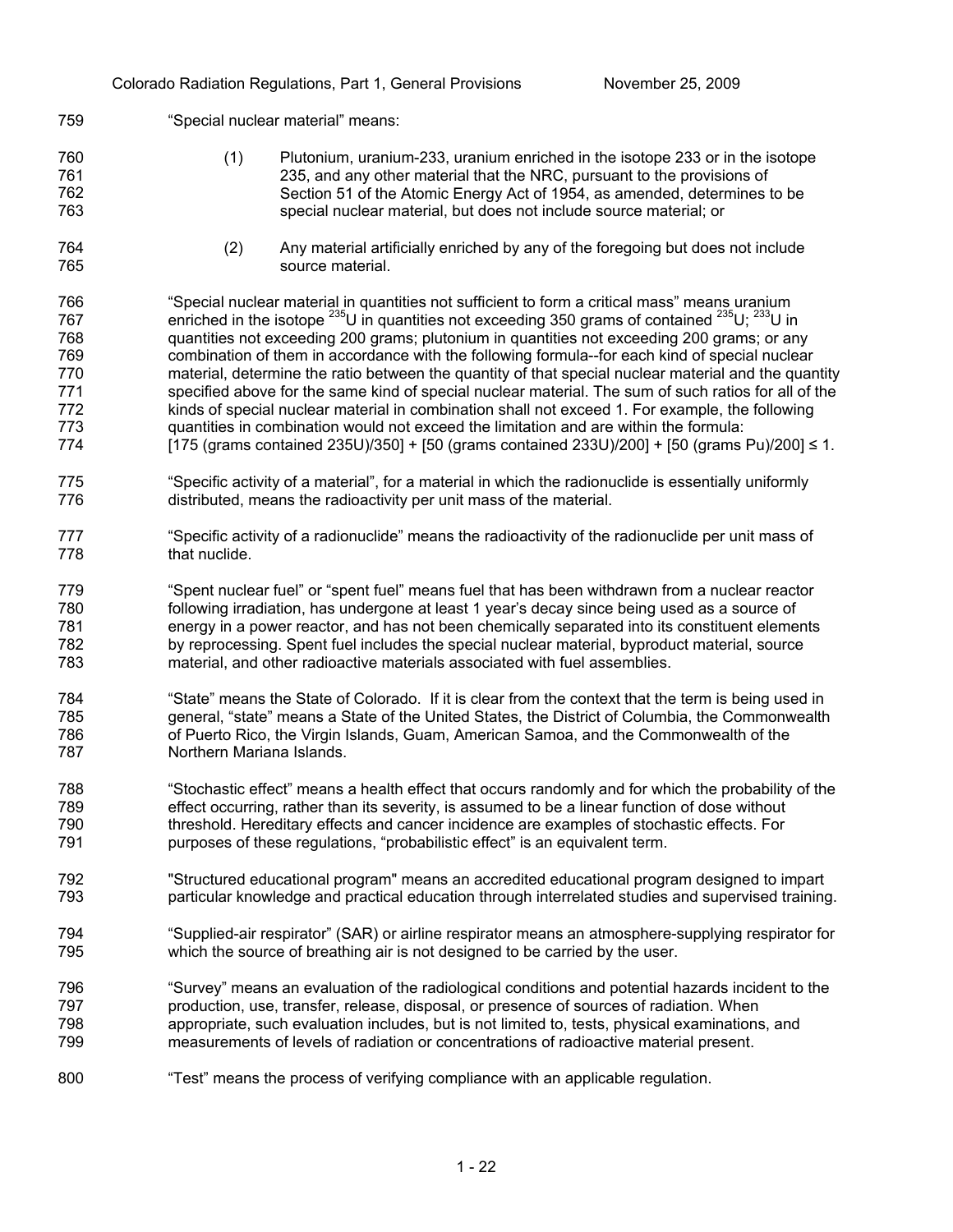"Special nuclear material" means:

(1) Plutonium, uranium-233, uranium enriched in the isotope 233 or in the isotope 235, and any other material that the NRC, pursuant to the provisions of Section 51 of the Atomic Energy Act of 1954, as amended, determines to be special nuclear material, but does not include source material; or

(2) Any material artificially enriched by any of the foregoing but does not include source material.

"Special nuclear material in quantities not sufficient to form a critical mass" means uranium enriched in the isotope $^{235}U$ in quantities not exceeding 350 grams of contained $^{235}U$; $^{233}U$ in quantities not exceeding 200 grams; plutonium in quantities not exceeding 200 grams; or any combination of them in accordance with the following formula--for each kind of special nuclear material, determine the ratio between the quantity of that special nuclear material and the quantity specified above for the same kind of special nuclear material. The sum of such ratios for all of the kinds of special nuclear material in combination shall not exceed 1. For example, the following quantities in combination would not exceed the limitation and are within the formula:
[175 (grams contained 235U)/350] + [50 (grams contained 233U)/200] + [50 (grams Pu)/200] ≤ 1.

"Specific activity of a material", for a material in which the radionuclide is essentially uniformly distributed, means the radioactivity per unit mass of the material.

"Specific activity of a radionuclide" means the radioactivity of the radionuclide per unit mass of that nuclide.

"Spent nuclear fuel" or "spent fuel" means fuel that has been withdrawn from a nuclear reactor following irradiation, has undergone at least 1 year's decay since being used as a source of energy in a power reactor, and has not been chemically separated into its constituent elements by reprocessing. Spent fuel includes the special nuclear material, byproduct material, source material, and other radioactive materials associated with fuel assemblies.

"State" means the State of Colorado. If it is clear from the context that the term is being used in general, "state" means a State of the United States, the District of Columbia, the Commonwealth of Puerto Rico, the Virgin Islands, Guam, American Samoa, and the Commonwealth of the Northern Mariana Islands.

"Stochastic effect" means a health effect that occurs randomly and for which the probability of the effect occurring, rather than its severity, is assumed to be a linear function of dose without threshold. Hereditary effects and cancer incidence are examples of stochastic effects. For purposes of these regulations, "probabilistic effect" is an equivalent term.

"Structured educational program" means an accredited educational program designed to impart particular knowledge and practical education through interrelated studies and supervised training.

"Supplied-air respirator" (SAR) or airline respirator means an atmosphere-supplying respirator for which the source of breathing air is not designed to be carried by the user.

"Survey" means an evaluation of the radiological conditions and potential hazards incident to the production, use, transfer, release, disposal, or presence of sources of radiation. When appropriate, such evaluation includes, but is not limited to, tests, physical examinations, and measurements of levels of radiation or concentrations of radioactive material present.

"Test" means the process of verifying compliance with an applicable regulation.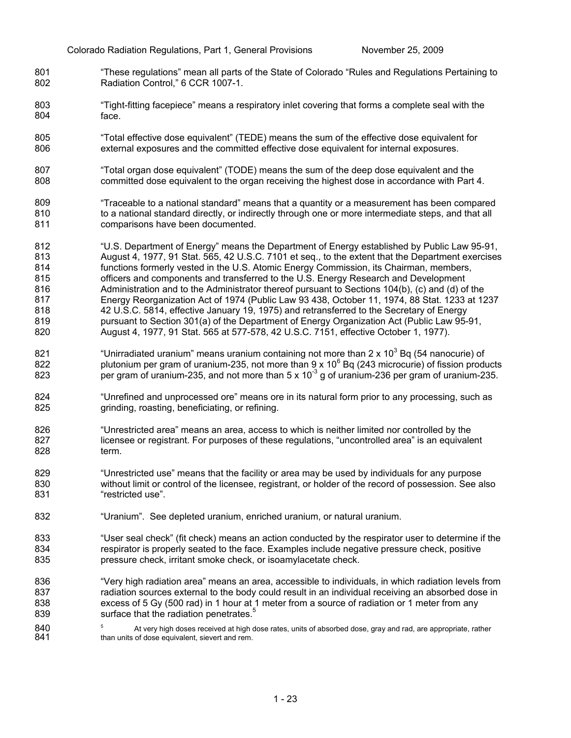"These regulations" mean all parts of the State of Colorado "Rules and Regulations Pertaining to Radiation Control," 6 CCR 1007-1.

"Tight-fitting facepiece" means a respiratory inlet covering that forms a complete seal with the face.

"Total effective dose equivalent" (TEDE) means the sum of the effective dose equivalent for external exposures and the committed effective dose equivalent for internal exposures.

"Total organ dose equivalent" (TODE) means the sum of the deep dose equivalent and the committed dose equivalent to the organ receiving the highest dose in accordance with Part 4.

"Traceable to a national standard" means that a quantity or a measurement has been compared to a national standard directly, or indirectly through one or more intermediate steps, and that all comparisons have been documented.

"U.S. Department of Energy" means the Department of Energy established by Public Law 95-91, August 4, 1977, 91 Stat. 565, 42 U.S.C. 7101 et seq., to the extent that the Department exercises functions formerly vested in the U.S. Atomic Energy Commission, its Chairman, members, officers and components and transferred to the U.S. Energy Research and Development Administration and to the Administrator thereof pursuant to Sections 104(b), (c) and (d) of the Energy Reorganization Act of 1974 (Public Law 93 438, October 11, 1974, 88 Stat. 1233 at 1237 42 U.S.C. 5814, effective January 19, 1975) and retransferred to the Secretary of Energy pursuant to Section 301(a) of the Department of Energy Organization Act (Public Law 95-91, August 4, 1977, 91 Stat. 565 at 577-578, 42 U.S.C. 7151, effective October 1, 1977).

"Unirradiated uranium" means uranium containing not more than $2 \times 10^3$ Bq (54 nanocurie) of plutonium per gram of uranium-235, not more than $9 \times 10^6$ Bq (243 microcurie) of fission products per gram of uranium-235, and not more than $5 \times 10^{-3}$ g of uranium-236 per gram of uranium-235.

"Unrefined and unprocessed ore" means ore in its natural form prior to any processing, such as grinding, roasting, beneficiating, or refining.

"Unrestricted area" means an area, access to which is neither limited nor controlled by the licensee or registrant. For purposes of these regulations, "uncontrolled area" is an equivalent term.

"Unrestricted use" means that the facility or area may be used by individuals for any purpose without limit or control of the licensee, registrant, or holder of the record of possession. See also "restricted use".

"Uranium". See depleted uranium, enriched uranium, or natural uranium.

"User seal check" (fit check) means an action conducted by the respirator user to determine if the respirator is properly seated to the face. Examples include negative pressure check, positive pressure check, irritant smoke check, or isoamylacetate check.

"Very high radiation area" means an area, accessible to individuals, in which radiation levels from radiation sources external to the body could result in an individual receiving an absorbed dose in excess of 5 Gy (500 rad) in 1 hour at 1 meter from a source of radiation or 1 meter from any surface that the radiation penetrates.[5]

[5] At very high doses received at high dose rates, units of absorbed dose, gray and rad, are appropriate, rather than units of dose equivalent, sievert and rem.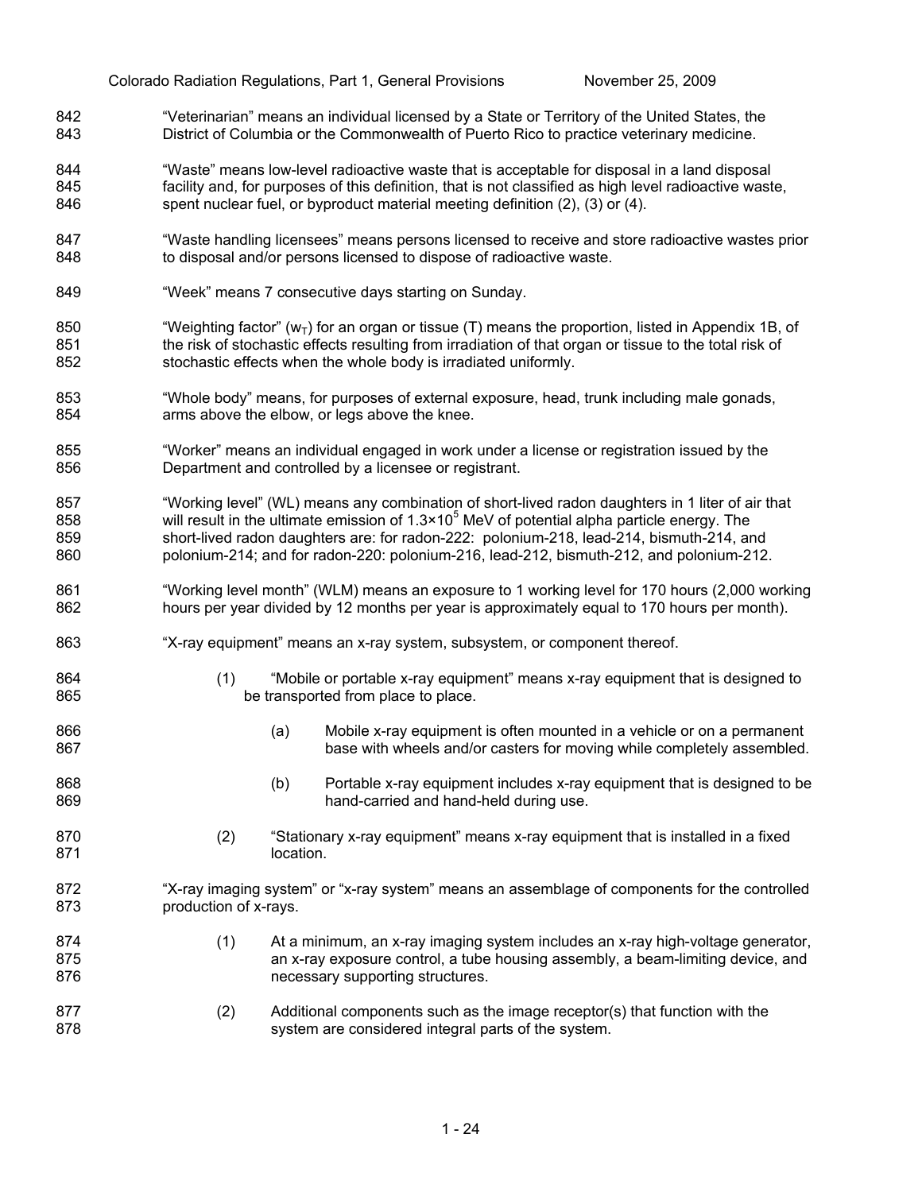"Veterinarian" means an individual licensed by a State or Territory of the United States, the District of Columbia or the Commonwealth of Puerto Rico to practice veterinary medicine.

"Waste" means low-level radioactive waste that is acceptable for disposal in a land disposal facility and, for purposes of this definition, that is not classified as high level radioactive waste, spent nuclear fuel, or byproduct material meeting definition (2), (3) or (4).

"Waste handling licensees" means persons licensed to receive and store radioactive wastes prior to disposal and/or persons licensed to dispose of radioactive waste.

"Week" means 7 consecutive days starting on Sunday.

"Weighting factor" ($w_T$) for an organ or tissue (T) means the proportion, listed in Appendix 1B, of the risk of stochastic effects resulting from irradiation of that organ or tissue to the total risk of stochastic effects when the whole body is irradiated uniformly.

"Whole body" means, for purposes of external exposure, head, trunk including male gonads, arms above the elbow, or legs above the knee.

"Worker" means an individual engaged in work under a license or registration issued by the Department and controlled by a licensee or registrant.

"Working level" (WL) means any combination of short-lived radon daughters in 1 liter of air that will result in the ultimate emission of $1.3 \times 10^5$ MeV of potential alpha particle energy. The short-lived radon daughters are: for radon-222: polonium-218, lead-214, bismuth-214, and polonium-214; and for radon-220: polonium-216, lead-212, bismuth-212, and polonium-212.

"Working level month" (WLM) means an exposure to 1 working level for 170 hours (2,000 working hours per year divided by 12 months per year is approximately equal to 170 hours per month).

"X-ray equipment" means an x-ray system, subsystem, or component thereof.

(1) "Mobile or portable x-ray equipment" means x-ray equipment that is designed to be transported from place to place.

(a) Mobile x-ray equipment is often mounted in a vehicle or on a permanent base with wheels and/or casters for moving while completely assembled.

(b) Portable x-ray equipment includes x-ray equipment that is designed to be hand-carried and hand-held during use.

(2) "Stationary x-ray equipment" means x-ray equipment that is installed in a fixed location.

"X-ray imaging system" or "x-ray system" means an assemblage of components for the controlled production of x-rays.

(1) At a minimum, an x-ray imaging system includes an x-ray high-voltage generator, an x-ray exposure control, a tube housing assembly, a beam-limiting device, and necessary supporting structures.

(2) Additional components such as the image receptor(s) that function with the system are considered integral parts of the system.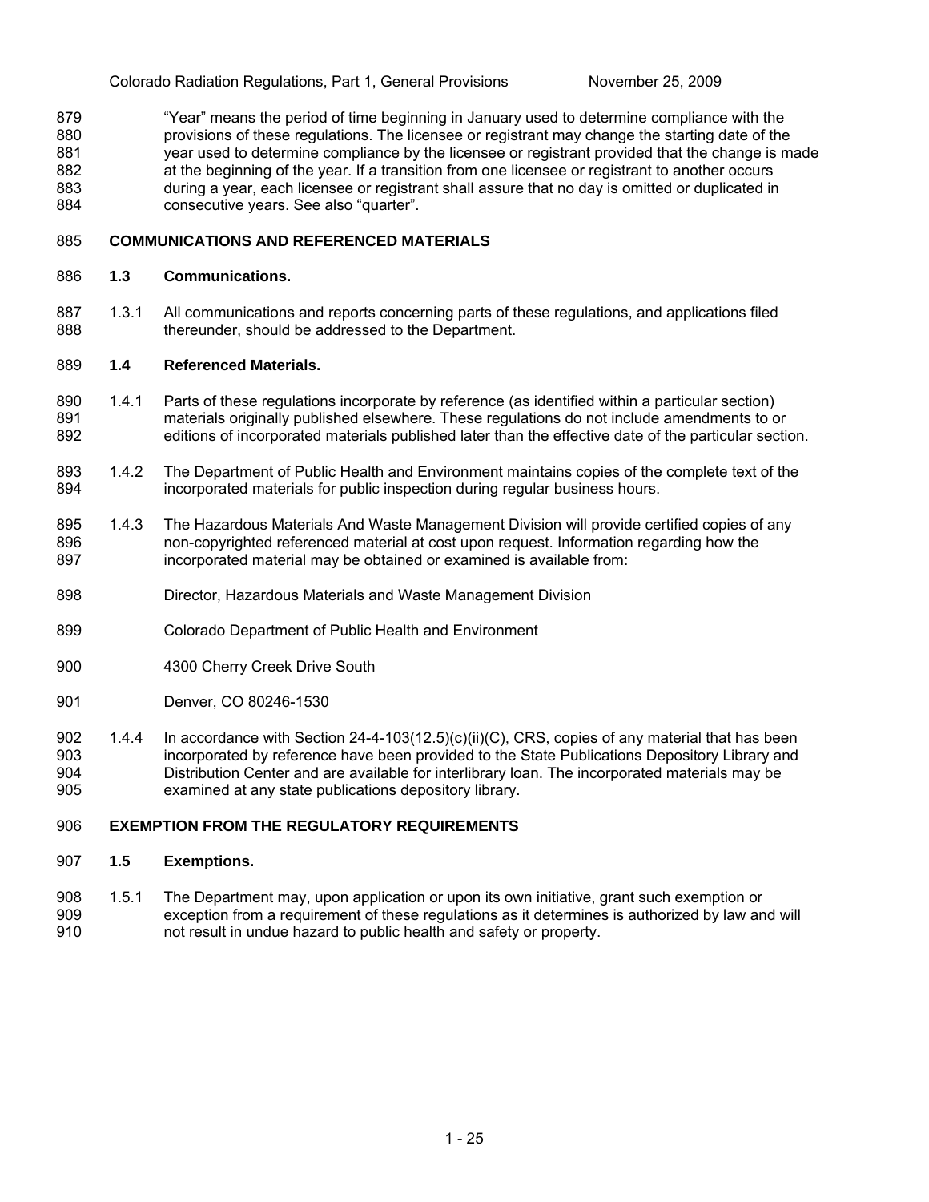"Year" means the period of time beginning in January used to determine compliance with the provisions of these regulations. The licensee or registrant may change the starting date of the year used to determine compliance by the licensee or registrant provided that the change is made at the beginning of the year. If a transition from one licensee or registrant to another occurs during a year, each licensee or registrant shall assure that no day is omitted or duplicated in consecutive years. See also "quarter".

## COMMUNICATIONS AND REFERENCED MATERIALS

### 1.3 Communications.

1.3.1 All communications and reports concerning parts of these regulations, and applications filed thereunder, should be addressed to the Department.

### 1.4 Referenced Materials.

1.4.1 Parts of these regulations incorporate by reference (as identified within a particular section) materials originally published elsewhere. These regulations do not include amendments to or editions of incorporated materials published later than the effective date of the particular section.

1.4.2 The Department of Public Health and Environment maintains copies of the complete text of the incorporated materials for public inspection during regular business hours.

1.4.3 The Hazardous Materials And Waste Management Division will provide certified copies of any non-copyrighted referenced material at cost upon request. Information regarding how the incorporated material may be obtained or examined is available from:

Director, Hazardous Materials and Waste Management Division

Colorado Department of Public Health and Environment

4300 Cherry Creek Drive South

Denver, CO 80246-1530

1.4.4 In accordance with Section 24-4-103(12.5)(c)(ii)(C), CRS, copies of any material that has been incorporated by reference have been provided to the State Publications Depository Library and Distribution Center and are available for interlibrary loan. The incorporated materials may be examined at any state publications depository library.

## EXEMPTION FROM THE REGULATORY REQUIREMENTS

### 1.5 Exemptions.

1.5.1 The Department may, upon application or upon its own initiative, grant such exemption or exception from a requirement of these regulations as it determines is authorized by law and will not result in undue hazard to public health and safety or property.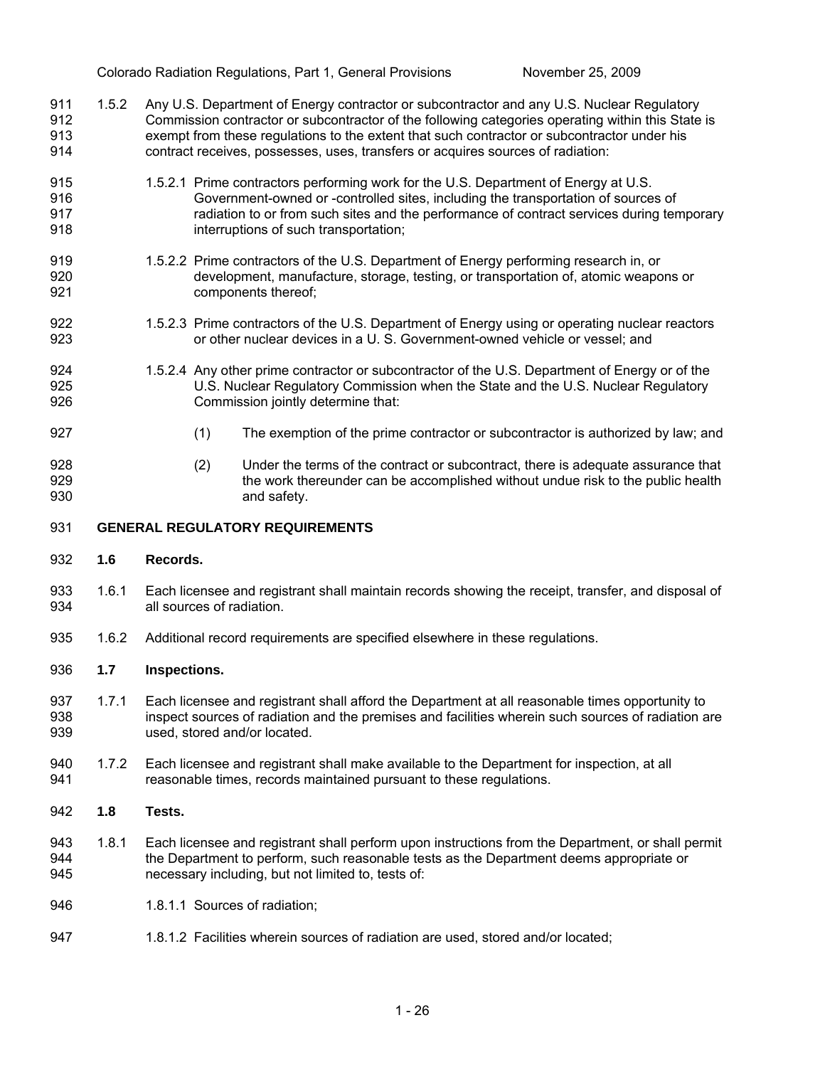1.5.2 Any U.S. Department of Energy contractor or subcontractor and any U.S. Nuclear Regulatory Commission contractor or subcontractor of the following categories operating within this State is exempt from these regulations to the extent that such contractor or subcontractor under his contract receives, possesses, uses, transfers or acquires sources of radiation:

1.5.2.1 Prime contractors performing work for the U.S. Department of Energy at U.S. Government-owned or -controlled sites, including the transportation of sources of radiation to or from such sites and the performance of contract services during temporary interruptions of such transportation;

1.5.2.2 Prime contractors of the U.S. Department of Energy performing research in, or development, manufacture, storage, testing, or transportation of, atomic weapons or components thereof;

1.5.2.3 Prime contractors of the U.S. Department of Energy using or operating nuclear reactors or other nuclear devices in a U. S. Government-owned vehicle or vessel; and

1.5.2.4 Any other prime contractor or subcontractor of the U.S. Department of Energy or of the U.S. Nuclear Regulatory Commission when the State and the U.S. Nuclear Regulatory Commission jointly determine that:

(1) The exemption of the prime contractor or subcontractor is authorized by law; and

(2) Under the terms of the contract or subcontract, there is adequate assurance that the work thereunder can be accomplished without undue risk to the public health and safety.

## GENERAL REGULATORY REQUIREMENTS

### 1.6 Records.

1.6.1 Each licensee and registrant shall maintain records showing the receipt, transfer, and disposal of all sources of radiation.

1.6.2 Additional record requirements are specified elsewhere in these regulations.

### 1.7 Inspections.

1.7.1 Each licensee and registrant shall afford the Department at all reasonable times opportunity to inspect sources of radiation and the premises and facilities wherein such sources of radiation are used, stored and/or located.

1.7.2 Each licensee and registrant shall make available to the Department for inspection, at all reasonable times, records maintained pursuant to these regulations.

### 1.8 Tests.

1.8.1 Each licensee and registrant shall perform upon instructions from the Department, or shall permit the Department to perform, such reasonable tests as the Department deems appropriate or necessary including, but not limited to, tests of:

1.8.1.1 Sources of radiation;

1.8.1.2 Facilities wherein sources of radiation are used, stored and/or located;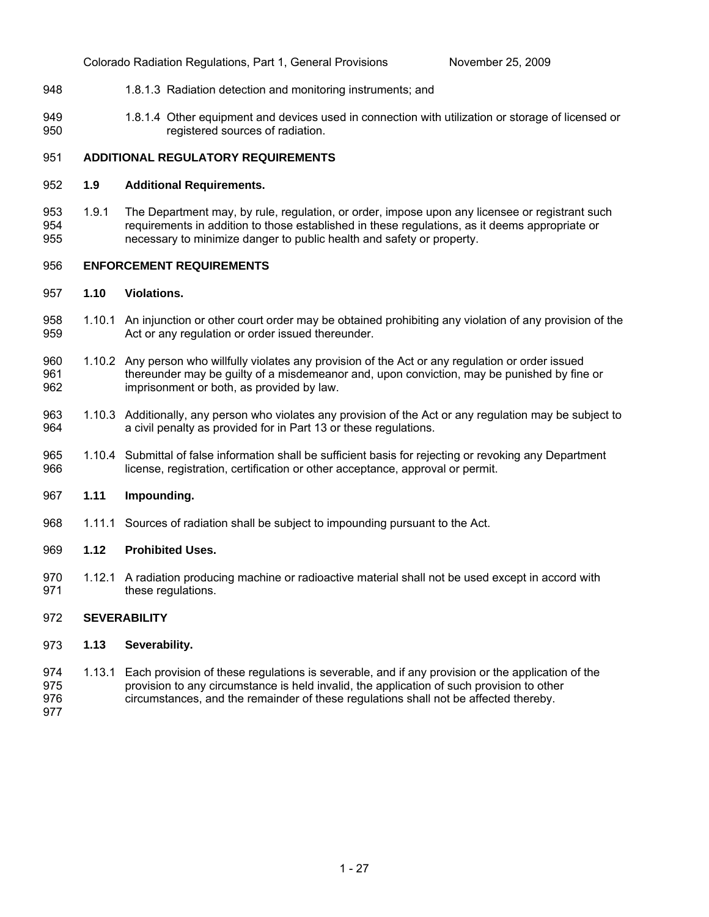1.8.1.3 Radiation detection and monitoring instruments; and

1.8.1.4 Other equipment and devices used in connection with utilization or storage of licensed or registered sources of radiation.

## ADDITIONAL REGULATORY REQUIREMENTS

### 1.9 Additional Requirements.

1.9.1 The Department may, by rule, regulation, or order, impose upon any licensee or registrant such requirements in addition to those established in these regulations, as it deems appropriate or necessary to minimize danger to public health and safety or property.

## ENFORCEMENT REQUIREMENTS

### 1.10 Violations.

1.10.1 An injunction or other court order may be obtained prohibiting any violation of any provision of the Act or any regulation or order issued thereunder.

1.10.2 Any person who willfully violates any provision of the Act or any regulation or order issued thereunder may be guilty of a misdemeanor and, upon conviction, may be punished by fine or imprisonment or both, as provided by law.

1.10.3 Additionally, any person who violates any provision of the Act or any regulation may be subject to a civil penalty as provided for in Part 13 or these regulations.

1.10.4 Submittal of false information shall be sufficient basis for rejecting or revoking any Department license, registration, certification or other acceptance, approval or permit.

### 1.11 Impounding.

1.11.1 Sources of radiation shall be subject to impounding pursuant to the Act.

### 1.12 Prohibited Uses.

1.12.1 A radiation producing machine or radioactive material shall not be used except in accord with these regulations.

## SEVERABILITY

### 1.13 Severability.

1.13.1 Each provision of these regulations is severable, and if any provision or the application of the provision to any circumstance is held invalid, the application of such provision to other circumstances, and the remainder of these regulations shall not be affected thereby.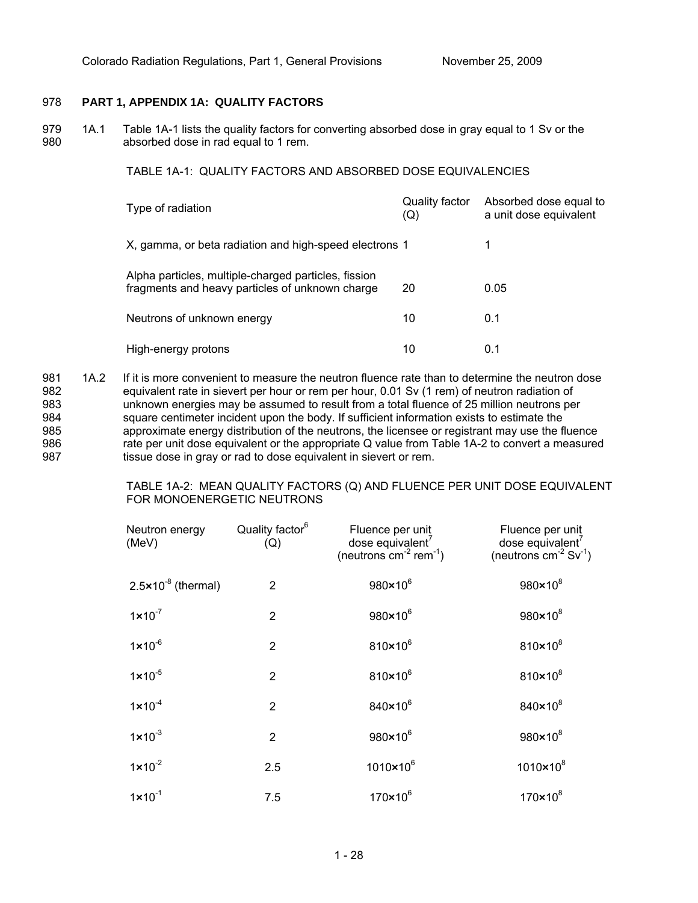## PART 1, APPENDIX 1A: QUALITY FACTORS

1A.1 Table 1A-1 lists the quality factors for converting absorbed dose in gray equal to 1 Sv or the absorbed dose in rad equal to 1 rem.

TABLE 1A-1: QUALITY FACTORS AND ABSORBED DOSE EQUIVALENCIES

| Type of radiation | Quality factor (Q) | Absorbed dose equal to a unit dose equivalent |
|---|---|---|
| X, gamma, or beta radiation and high-speed electrons | 1 | 1 |
| Alpha particles, multiple-charged particles, fission fragments and heavy particles of unknown charge | 20 | 0.05 |
| Neutrons of unknown energy | 10 | 0.1 |
| High-energy protons | 10 | 0.1 |

1A.2 If it is more convenient to measure the neutron fluence rate than to determine the neutron dose equivalent rate in sievert per hour or rem per hour, 0.01 Sv (1 rem) of neutron radiation of unknown energies may be assumed to result from a total fluence of 25 million neutrons per square centimeter incident upon the body. If sufficient information exists to estimate the approximate energy distribution of the neutrons, the licensee or registrant may use the fluence rate per unit dose equivalent or the appropriate Q value from Table 1A-2 to convert a measured tissue dose in gray or rad to dose equivalent in sievert or rem.

TABLE 1A-2: MEAN QUALITY FACTORS (Q) AND FLUENCE PER UNIT DOSE EQUIVALENT FOR MONOENERGETIC NEUTRONS

| Neutron energy (MeV) | Quality factor[6] (Q) | Fluence per unit dose equivalent[7] (neutrons $cm^{-2}$ $rem^{-1}$) | Fluence per unit dose equivalent[7] (neutrons $cm^{-2}$ $Sv^{-1}$) |
|---|---|---|---|
| $2.5\times10^{-8}$ (thermal) | 2 | $980\times10^{6}$ | $980\times10^{8}$ |
| $1\times10^{-7}$ | 2 | $980\times10^{6}$ | $980\times10^{8}$ |
| $1\times10^{-6}$ | 2 | $810\times10^{6}$ | $810\times10^{8}$ |
| $1\times10^{-5}$ | 2 | $810\times10^{6}$ | $810\times10^{8}$ |
| $1\times10^{-4}$ | 2 | $840\times10^{6}$ | $840\times10^{8}$ |
| $1\times10^{-3}$ | 2 | $980\times10^{6}$ | $980\times10^{8}$ |
| $1\times10^{-2}$ | 2.5 | $1010\times10^{6}$ | $1010\times10^{8}$ |
| $1\times10^{-1}$ | 7.5 | $170\times10^{6}$ | $170\times10^{8}$ |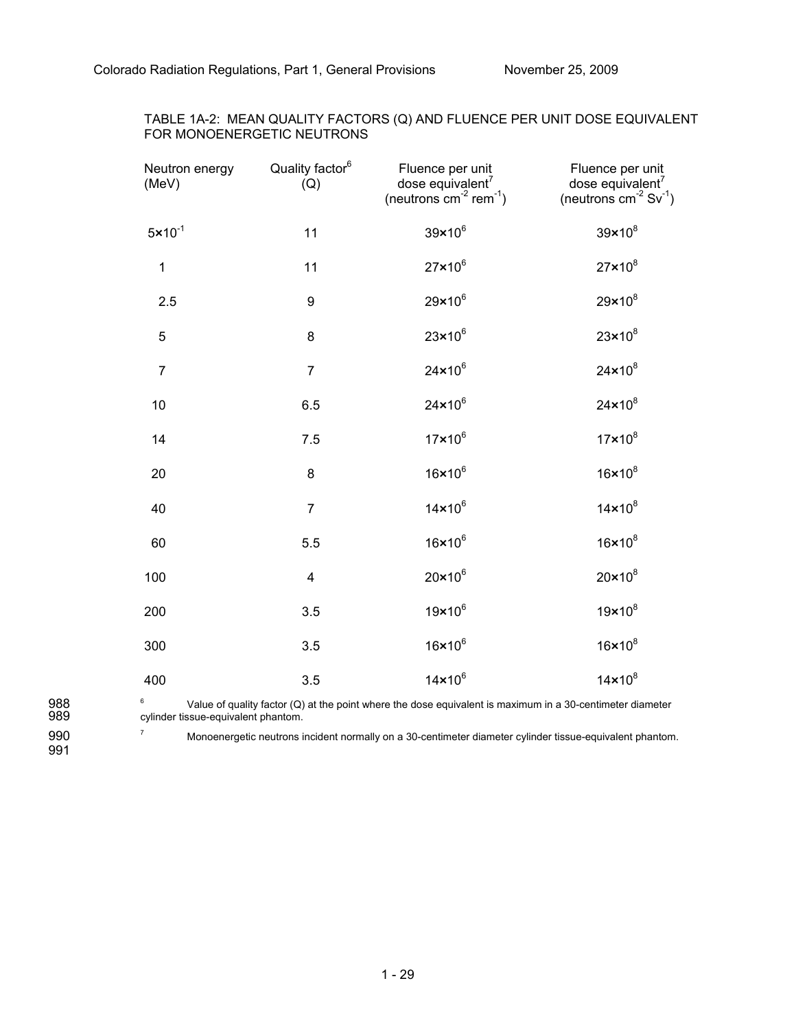TABLE 1A-2: MEAN QUALITY FACTORS (Q) AND FLUENCE PER UNIT DOSE EQUIVALENT FOR MONOENERGETIC NEUTRONS

| Neutron energy (MeV) | Quality factor[6] (Q) | Fluence per unit dose equivalent[7] (neutrons $cm^{-2}$ $rem^{-1}$) | Fluence per unit dose equivalent[7] (neutrons $cm^{-2}$ $Sv^{-1}$) |
|---|---|---|---|
| $5 \times 10^{-1}$ | 11 | $39 \times 10^{6}$ | $39 \times 10^{8}$ |
| 1 | 11 | $27 \times 10^{6}$ | $27 \times 10^{8}$ |
| 2.5 | 9 | $29 \times 10^{6}$ | $29 \times 10^{8}$ |
| 5 | 8 | $23 \times 10^{6}$ | $23 \times 10^{8}$ |
| 7 | 7 | $24 \times 10^{6}$ | $24 \times 10^{8}$ |
| 10 | 6.5 | $24 \times 10^{6}$ | $24 \times 10^{8}$ |
| 14 | 7.5 | $17 \times 10^{6}$ | $17 \times 10^{8}$ |
| 20 | 8 | $16 \times 10^{6}$ | $16 \times 10^{8}$ |
| 40 | 7 | $14 \times 10^{6}$ | $14 \times 10^{8}$ |
| 60 | 5.5 | $16 \times 10^{6}$ | $16 \times 10^{8}$ |
| 100 | 4 | $20 \times 10^{6}$ | $20 \times 10^{8}$ |
| 200 | 3.5 | $19 \times 10^{6}$ | $19 \times 10^{8}$ |
| 300 | 3.5 | $16 \times 10^{6}$ | $16 \times 10^{8}$ |
| 400 | 3.5 | $14 \times 10^{6}$ | $14 \times 10^{8}$ |

988 [6] Value of quality factor (Q) at the point where the dose equivalent is maximum in a 30-centimeter diameter
989 cylinder tissue-equivalent phantom.

990 [7] Monoenergetic neutrons incident normally on a 30-centimeter diameter cylinder tissue-equivalent phantom.
991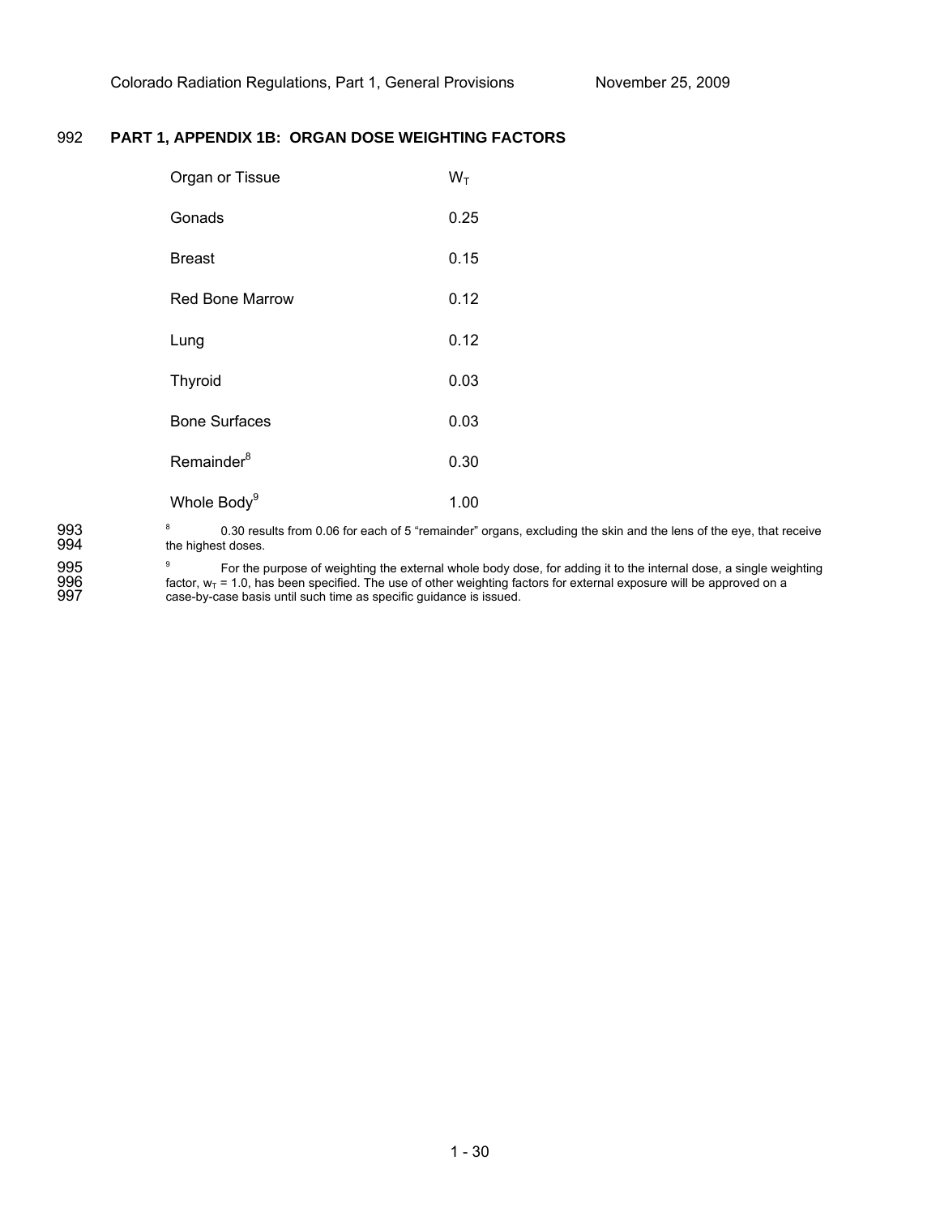992 **PART 1, APPENDIX 1B: ORGAN DOSE WEIGHTING FACTORS**

| Organ or Tissue | $W_T$ |
|---|---|
| Gonads | 0.25 |
| Breast | 0.15 |
| Red Bone Marrow | 0.12 |
| Lung | 0.12 |
| Thyroid | 0.03 |
| Bone Surfaces | 0.03 |
| Remainder[8] | 0.30 |
| Whole Body[9] | 1.00 |

993
994
[8] 0.30 results from 0.06 for each of 5 "remainder" organs, excluding the skin and the lens of the eye, that receive the highest doses.

995
996
997
[9] For the purpose of weighting the external whole body dose, for adding it to the internal dose, a single weighting factor, $w_T = 1.0$, has been specified. The use of other weighting factors for external exposure will be approved on a case-by-case basis until such time as specific guidance is issued.